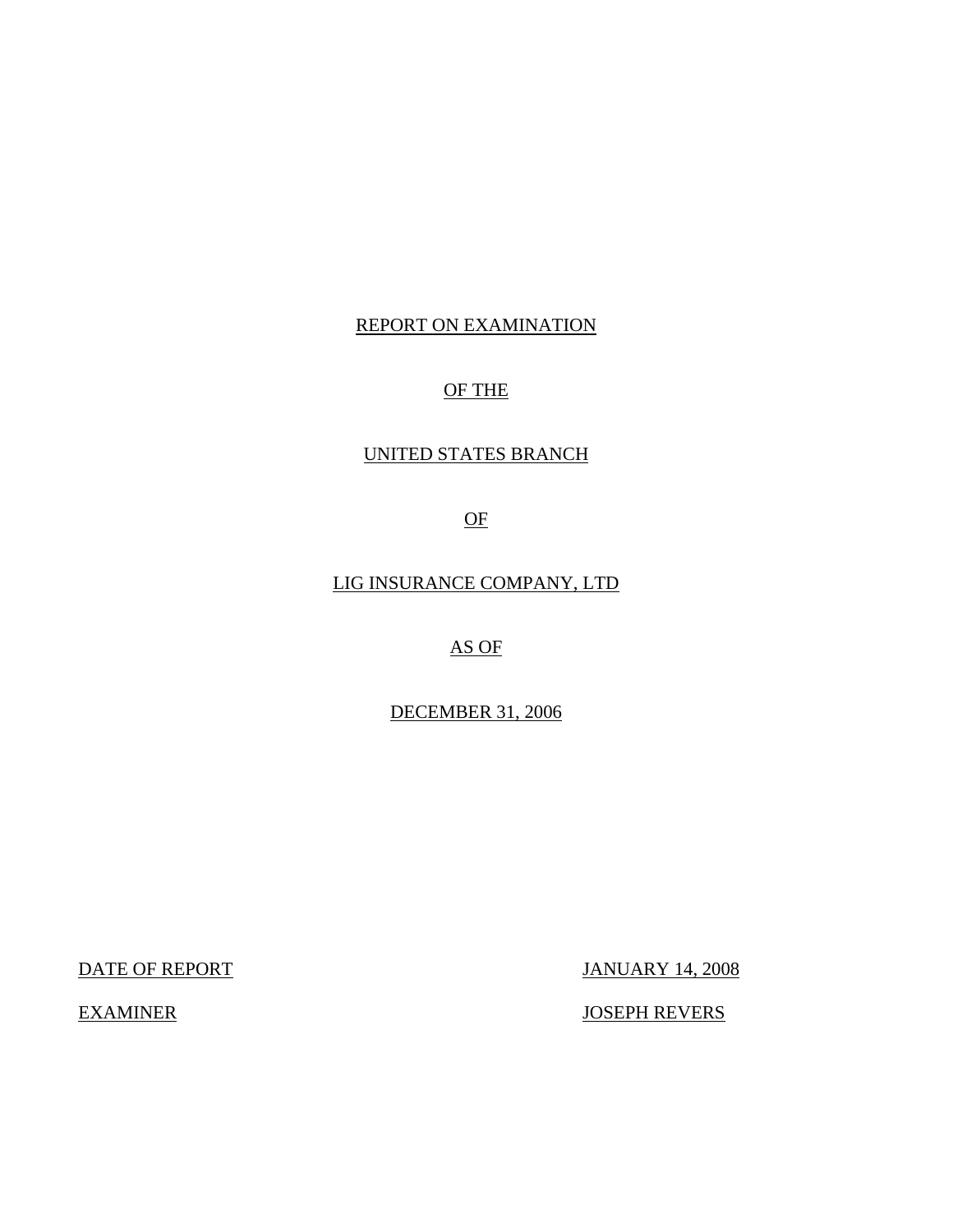REPORT ON EXAMINATION

OF THE

UNITED STATES BRANCH

OF

LIG INSURANCE COMPANY, LTD

AS OF

DECEMBER 31, 2006

| | |
|---|---|
| DATE OF REPORT | JANUARY 14, 2008 |
| EXAMINER | JOSEPH REVERS |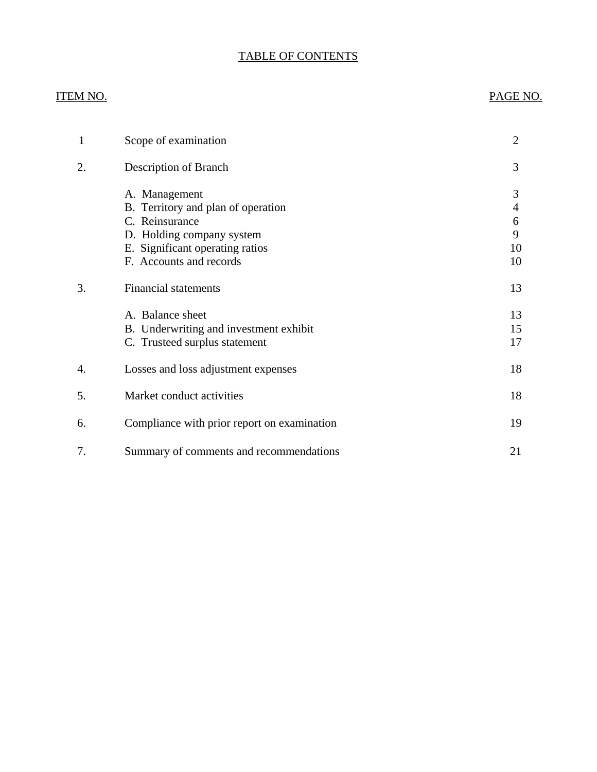# TABLE OF CONTENTS

| ITEM NO. | | PAGE NO. |
|---|---|---|
| 1 | Scope of examination | 2 |
| 2. | Description of Branch | 3 |
| | A. Management | 3 |
| | B. Territory and plan of operation | 4 |
| | C. Reinsurance | 6 |
| | D. Holding company system | 9 |
| | E. Significant operating ratios | 10 |
| | F. Accounts and records | 10 |
| 3. | Financial statements | 13 |
| | A. Balance sheet | 13 |
| | B. Underwriting and investment exhibit | 15 |
| | C. Trusteed surplus statement | 17 |
| 4. | Losses and loss adjustment expenses | 18 |
| 5. | Market conduct activities | 18 |
| 6. | Compliance with prior report on examination | 19 |
| 7. | Summary of comments and recommendations | 21 |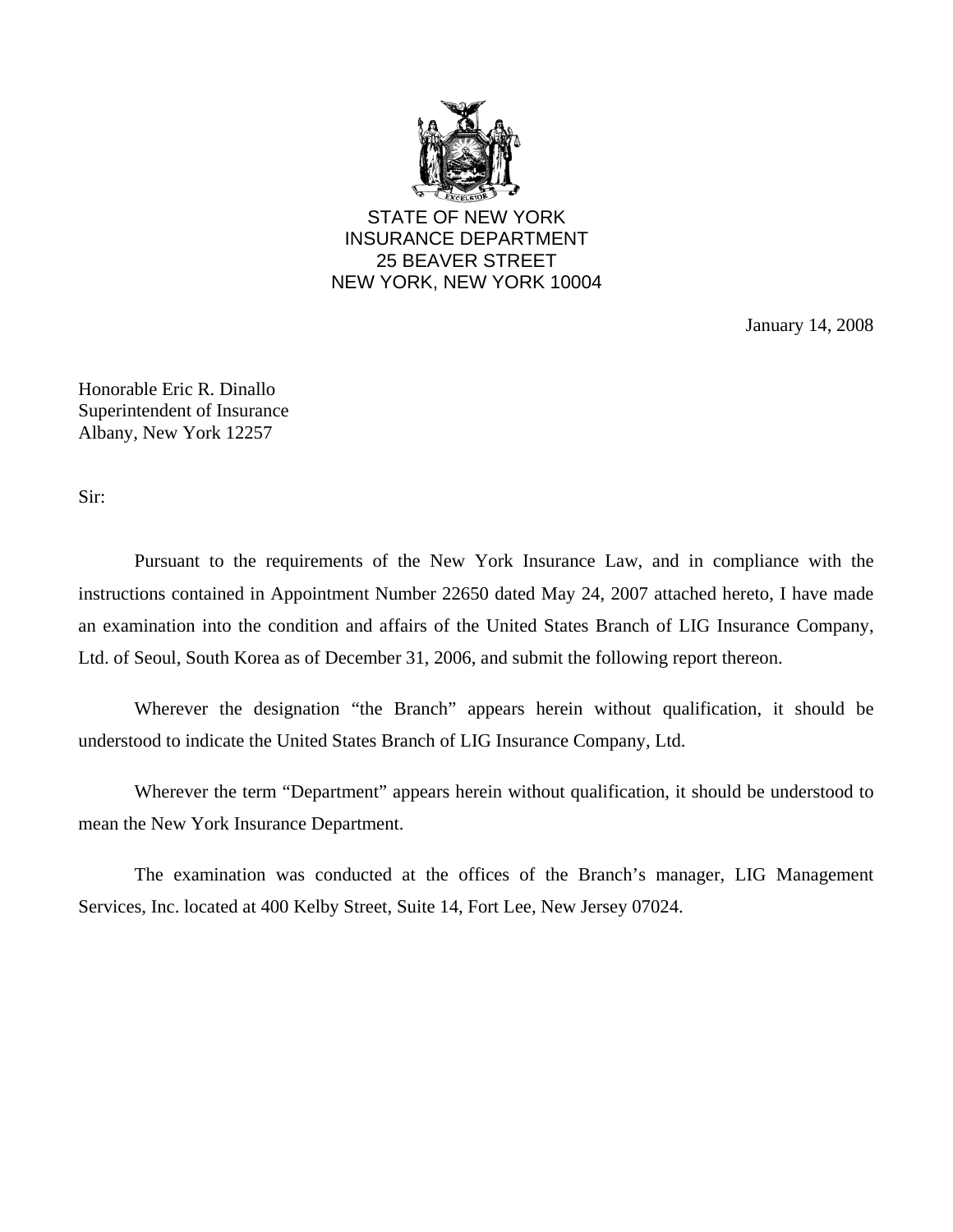STATE OF NEW YORK
INSURANCE DEPARTMENT
25 BEAVER STREET
NEW YORK, NEW YORK 10004

January 14, 2008

Honorable Eric R. Dinallo
Superintendent of Insurance
Albany, New York 12257

Sir:

Pursuant to the requirements of the New York Insurance Law, and in compliance with the instructions contained in Appointment Number 22650 dated May 24, 2007 attached hereto, I have made an examination into the condition and affairs of the United States Branch of LIG Insurance Company, Ltd. of Seoul, South Korea as of December 31, 2006, and submit the following report thereon.

Wherever the designation "the Branch" appears herein without qualification, it should be understood to indicate the United States Branch of LIG Insurance Company, Ltd.

Wherever the term "Department" appears herein without qualification, it should be understood to mean the New York Insurance Department.

The examination was conducted at the offices of the Branch's manager, LIG Management Services, Inc. located at 400 Kelby Street, Suite 14, Fort Lee, New Jersey 07024.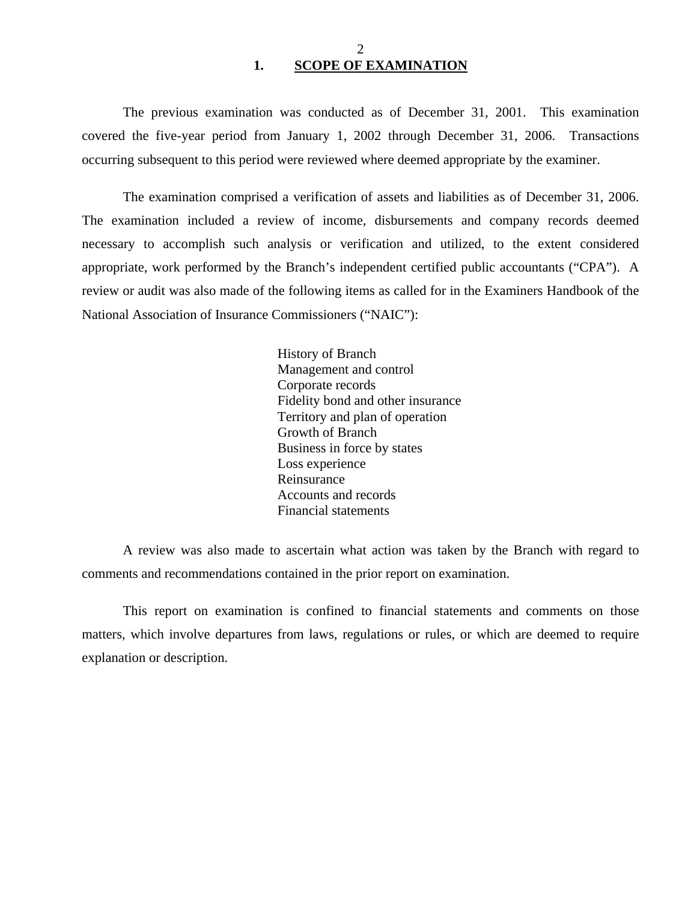## 1. SCOPE OF EXAMINATION

The previous examination was conducted as of December 31, 2001. This examination covered the five-year period from January 1, 2002 through December 31, 2006. Transactions occurring subsequent to this period were reviewed where deemed appropriate by the examiner.

The examination comprised a verification of assets and liabilities as of December 31, 2006. The examination included a review of income, disbursements and company records deemed necessary to accomplish such analysis or verification and utilized, to the extent considered appropriate, work performed by the Branch's independent certified public accountants ("CPA"). A review or audit was also made of the following items as called for in the Examiners Handbook of the National Association of Insurance Commissioners ("NAIC"):

History of Branch
Management and control
Corporate records
Fidelity bond and other insurance
Territory and plan of operation
Growth of Branch
Business in force by states
Loss experience
Reinsurance
Accounts and records
Financial statements

A review was also made to ascertain what action was taken by the Branch with regard to comments and recommendations contained in the prior report on examination.

This report on examination is confined to financial statements and comments on those matters, which involve departures from laws, regulations or rules, or which are deemed to require explanation or description.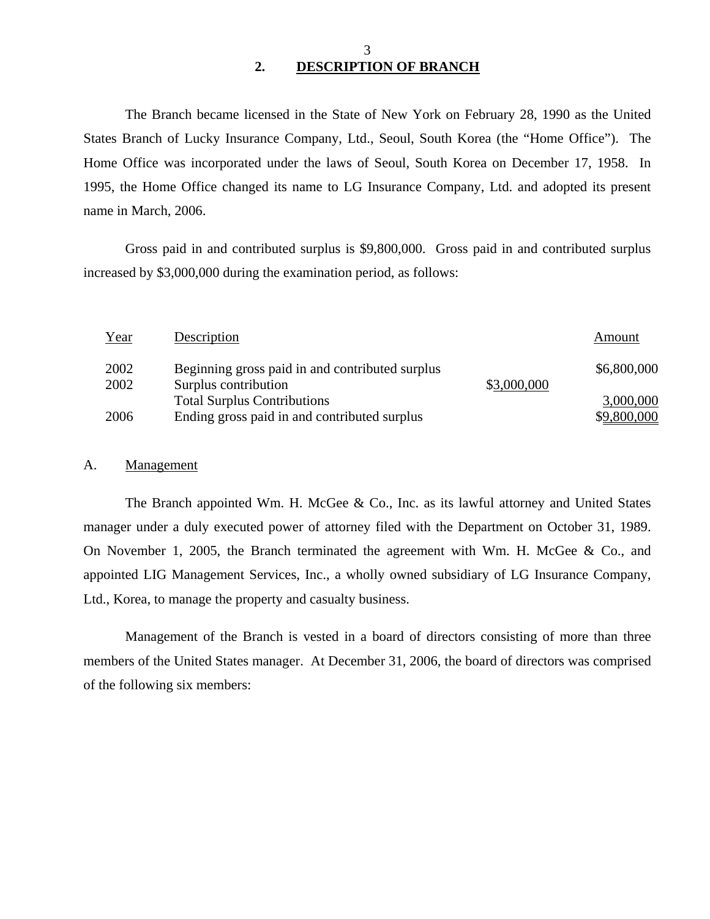## 2. DESCRIPTION OF BRANCH

The Branch became licensed in the State of New York on February 28, 1990 as the United States Branch of Lucky Insurance Company, Ltd., Seoul, South Korea (the "Home Office"). The Home Office was incorporated under the laws of Seoul, South Korea on December 17, 1958. In 1995, the Home Office changed its name to LG Insurance Company, Ltd. and adopted its present name in March, 2006.

Gross paid in and contributed surplus is $9,800,000. Gross paid in and contributed surplus increased by $3,000,000 during the examination period, as follows:

| Year | Description | | Amount |
|---|---|---|---|
| 2002 | Beginning gross paid in and contributed surplus | | $6,800,000 |
| 2002 | Surplus contribution | $3,000,000 | |
| | Total Surplus Contributions | | 3,000,000 |
| 2006 | Ending gross paid in and contributed surplus | | $9,800,000 |

A. Management

The Branch appointed Wm. H. McGee & Co., Inc. as its lawful attorney and United States manager under a duly executed power of attorney filed with the Department on October 31, 1989. On November 1, 2005, the Branch terminated the agreement with Wm. H. McGee & Co., and appointed LIG Management Services, Inc., a wholly owned subsidiary of LG Insurance Company, Ltd., Korea, to manage the property and casualty business.

Management of the Branch is vested in a board of directors consisting of more than three members of the United States manager. At December 31, 2006, the board of directors was comprised of the following six members: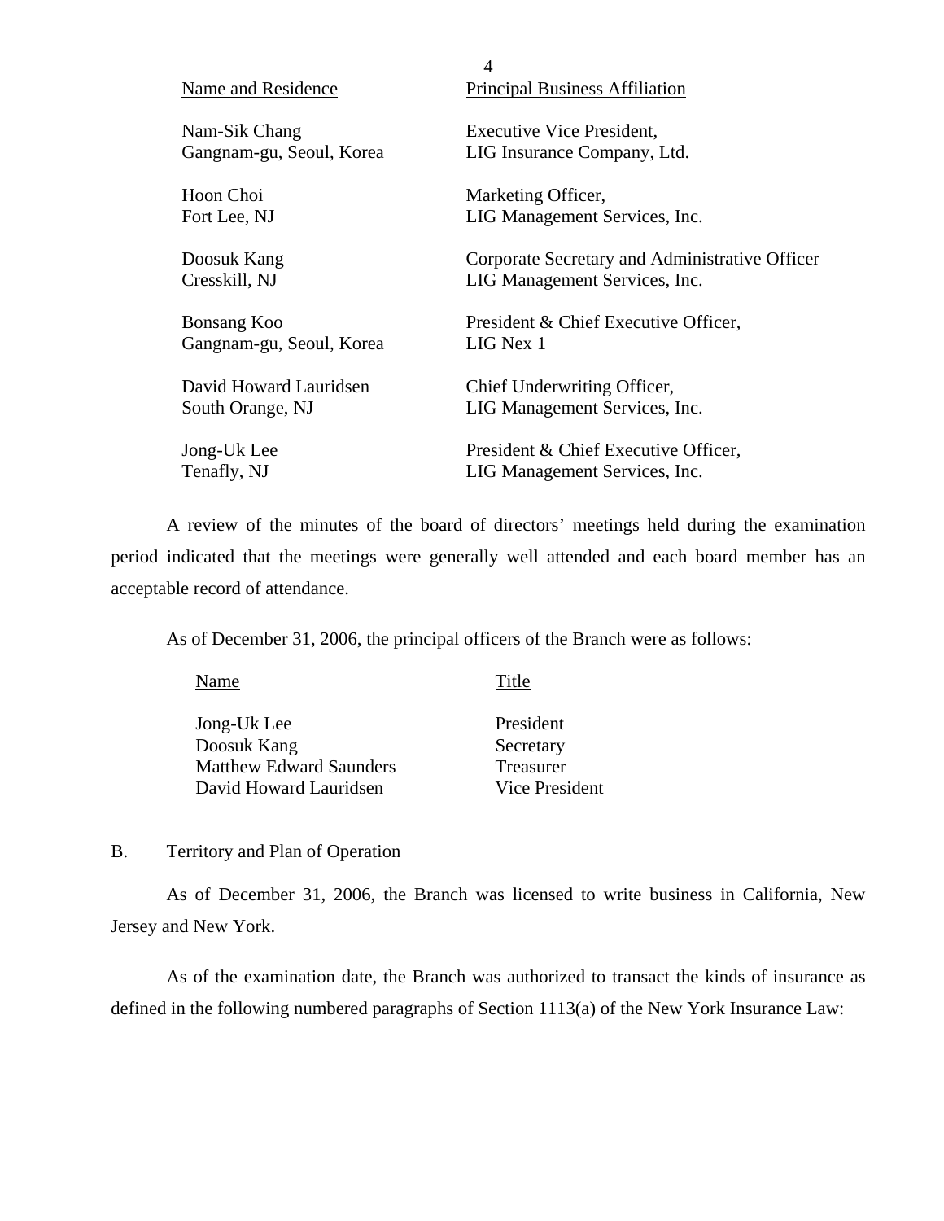| Name and Residence | Principal Business Affiliation |
|---|---|
| Nam-Sik Chang<br>Gangnam-gu, Seoul, Korea | Executive Vice President,<br>LIG Insurance Company, Ltd. |
| Hoon Choi<br>Fort Lee, NJ | Marketing Officer,<br>LIG Management Services, Inc. |
| Doosuk Kang<br>Cresskill, NJ | Corporate Secretary and Administrative Officer<br>LIG Management Services, Inc. |
| Bonsang Koo<br>Gangnam-gu, Seoul, Korea | President & Chief Executive Officer,<br>LIG Nex 1 |
| David Howard Lauridsen<br>South Orange, NJ | Chief Underwriting Officer,<br>LIG Management Services, Inc. |
| Jong-Uk Lee<br>Tenafly, NJ | President & Chief Executive Officer,<br>LIG Management Services, Inc. |

A review of the minutes of the board of directors' meetings held during the examination period indicated that the meetings were generally well attended and each board member has an acceptable record of attendance.

As of December 31, 2006, the principal officers of the Branch were as follows:

| Name | Title |
|---|---|
| Jong-Uk Lee | President |
| Doosuk Kang | Secretary |
| Matthew Edward Saunders | Treasurer |
| David Howard Lauridsen | Vice President |

## B. Territory and Plan of Operation

As of December 31, 2006, the Branch was licensed to write business in California, New Jersey and New York.

As of the examination date, the Branch was authorized to transact the kinds of insurance as defined in the following numbered paragraphs of Section 1113(a) of the New York Insurance Law: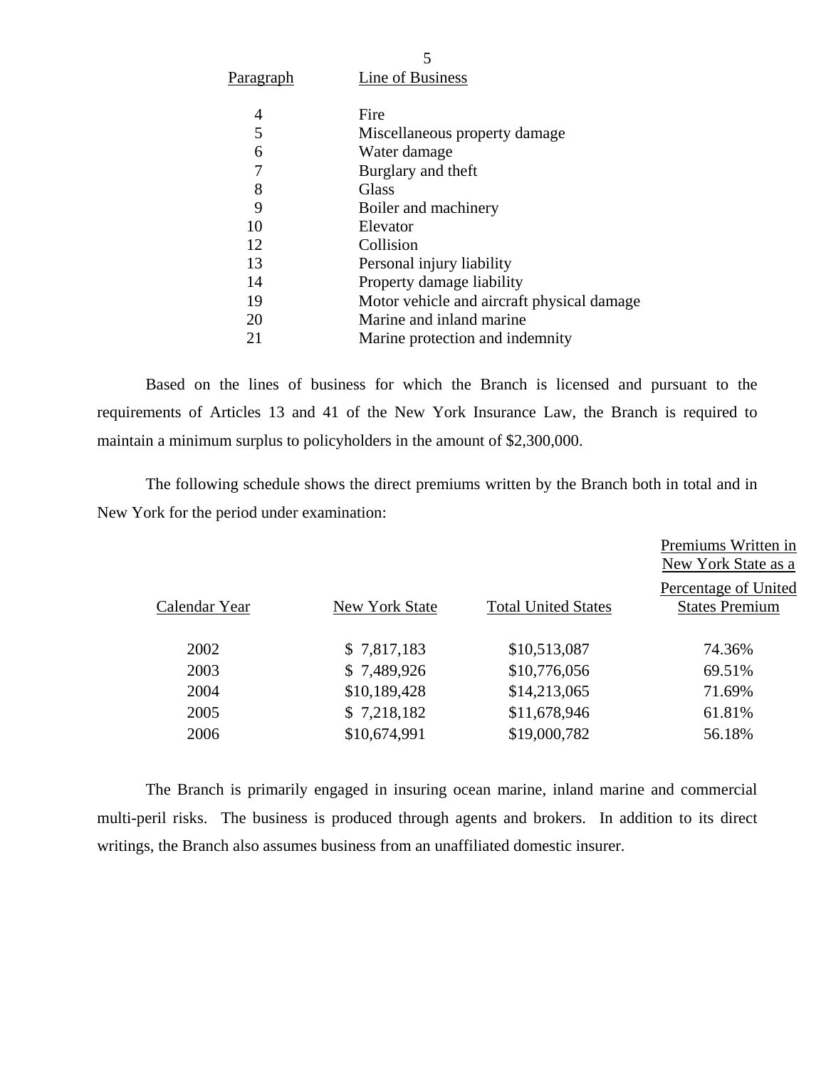| Paragraph | Line of Business |
|---|---|
| 4 | Fire |
| 5 | Miscellaneous property damage |
| 6 | Water damage |
| 7 | Burglary and theft |
| 8 | Glass |
| 9 | Boiler and machinery |
| 10 | Elevator |
| 12 | Collision |
| 13 | Personal injury liability |
| 14 | Property damage liability |
| 19 | Motor vehicle and aircraft physical damage |
| 20 | Marine and inland marine |
| 21 | Marine protection and indemnity |

Based on the lines of business for which the Branch is licensed and pursuant to the requirements of Articles 13 and 41 of the New York Insurance Law, the Branch is required to maintain a minimum surplus to policyholders in the amount of $2,300,000.

The following schedule shows the direct premiums written by the Branch both in total and in New York for the period under examination:

| Calendar Year | New York State | Total United States | Premiums Written in New York State as a Percentage of United States Premium |
|---|---|---|---|
| 2002 | $ 7,817,183 | $10,513,087 | 74.36% |
| 2003 | $ 7,489,926 | $10,776,056 | 69.51% |
| 2004 | $10,189,428 | $14,213,065 | 71.69% |
| 2005 | $ 7,218,182 | $11,678,946 | 61.81% |
| 2006 | $10,674,991 | $19,000,782 | 56.18% |

The Branch is primarily engaged in insuring ocean marine, inland marine and commercial multi-peril risks. The business is produced through agents and brokers. In addition to its direct writings, the Branch also assumes business from an unaffiliated domestic insurer.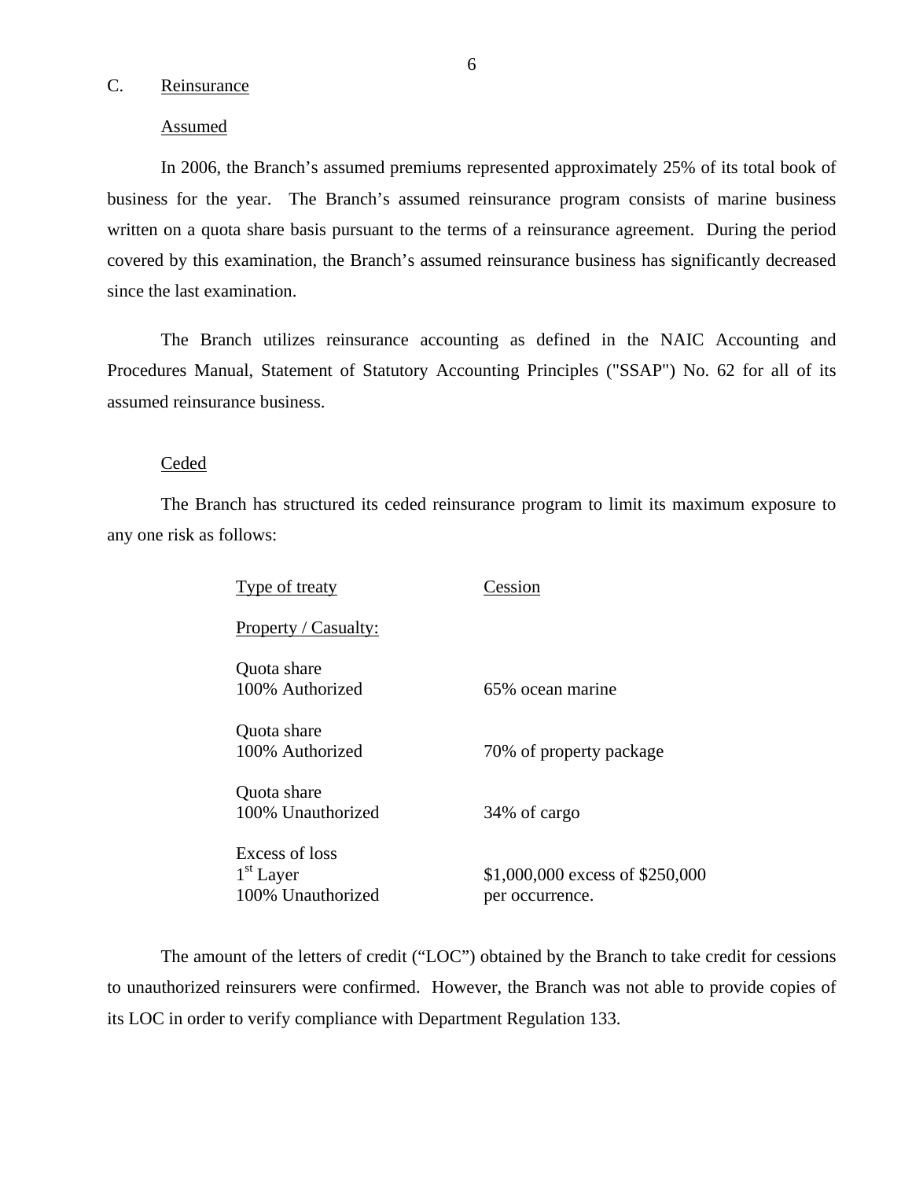## C. Reinsurance

### Assumed

In 2006, the Branch's assumed premiums represented approximately 25% of its total book of business for the year. The Branch's assumed reinsurance program consists of marine business written on a quota share basis pursuant to the terms of a reinsurance agreement. During the period covered by this examination, the Branch's assumed reinsurance business has significantly decreased since the last examination.

The Branch utilizes reinsurance accounting as defined in the NAIC Accounting and Procedures Manual, Statement of Statutory Accounting Principles ("SSAP") No. 62 for all of its assumed reinsurance business.

### Ceded

The Branch has structured its ceded reinsurance program to limit its maximum exposure to any one risk as follows:

| Type of treaty | Cession |
|---|---|
| Property / Casualty: | |
| Quota share<br>100% Authorized | 65% ocean marine |
| Quota share<br>100% Authorized | 70% of property package |
| Quota share<br>100% Unauthorized | 34% of cargo |
| Excess of loss<br>1st Layer<br>100% Unauthorized | $1,000,000 excess of $250,000 per occurrence. |

The amount of the letters of credit ("LOC") obtained by the Branch to take credit for cessions to unauthorized reinsurers were confirmed. However, the Branch was not able to provide copies of its LOC in order to verify compliance with Department Regulation 133.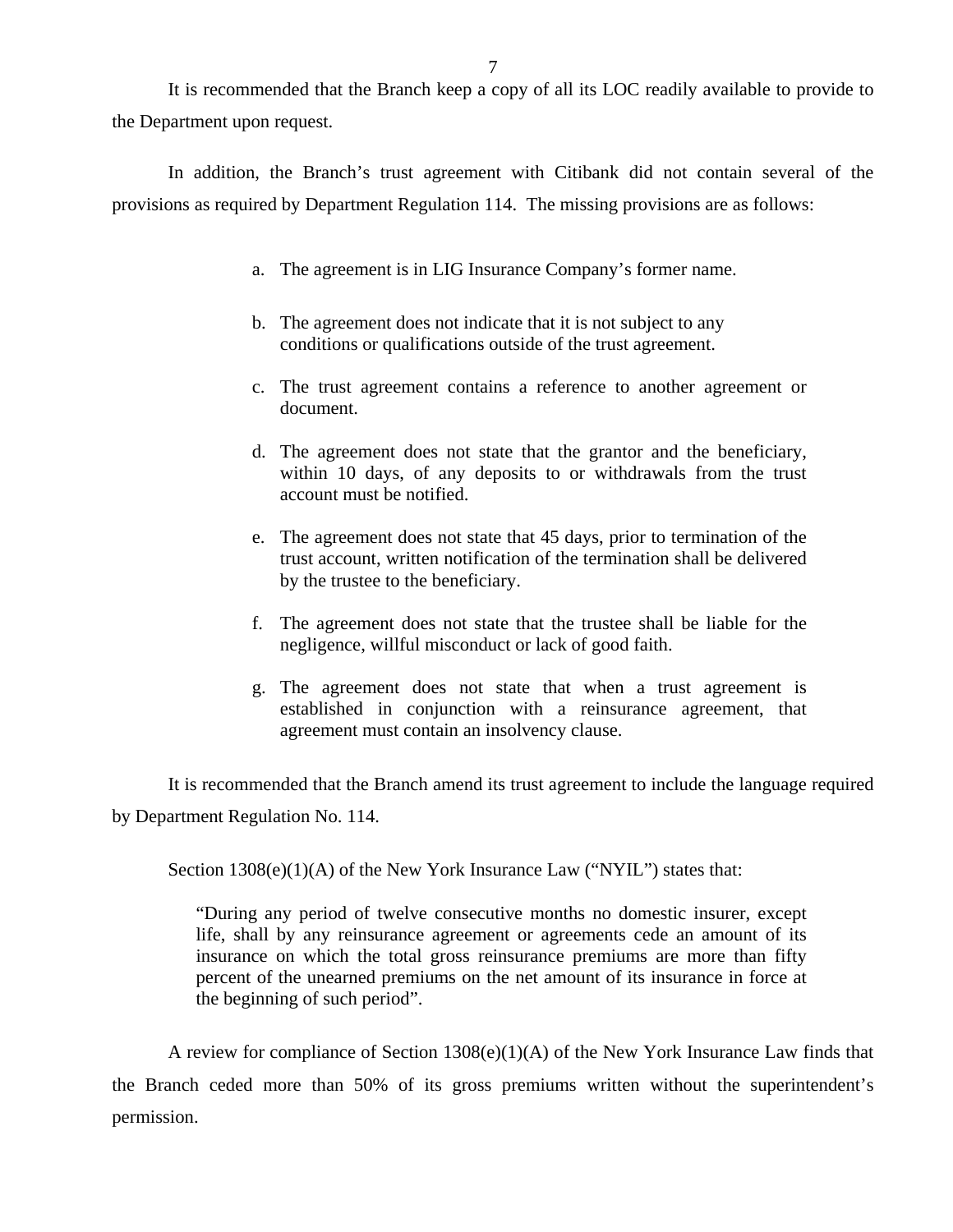It is recommended that the Branch keep a copy of all its LOC readily available to provide to the Department upon request.

In addition, the Branch's trust agreement with Citibank did not contain several of the provisions as required by Department Regulation 114. The missing provisions are as follows:

a. The agreement is in LIG Insurance Company's former name.

b. The agreement does not indicate that it is not subject to any conditions or qualifications outside of the trust agreement.

c. The trust agreement contains a reference to another agreement or document.

d. The agreement does not state that the grantor and the beneficiary, within 10 days, of any deposits to or withdrawals from the trust account must be notified.

e. The agreement does not state that 45 days, prior to termination of the trust account, written notification of the termination shall be delivered by the trustee to the beneficiary.

f. The agreement does not state that the trustee shall be liable for the negligence, willful misconduct or lack of good faith.

g. The agreement does not state that when a trust agreement is established in conjunction with a reinsurance agreement, that agreement must contain an insolvency clause.

It is recommended that the Branch amend its trust agreement to include the language required by Department Regulation No. 114.

Section 1308(e)(1)(A) of the New York Insurance Law ("NYIL") states that:

> "During any period of twelve consecutive months no domestic insurer, except life, shall by any reinsurance agreement or agreements cede an amount of its insurance on which the total gross reinsurance premiums are more than fifty percent of the unearned premiums on the net amount of its insurance in force at the beginning of such period".

A review for compliance of Section 1308(e)(1)(A) of the New York Insurance Law finds that the Branch ceded more than 50% of its gross premiums written without the superintendent's permission.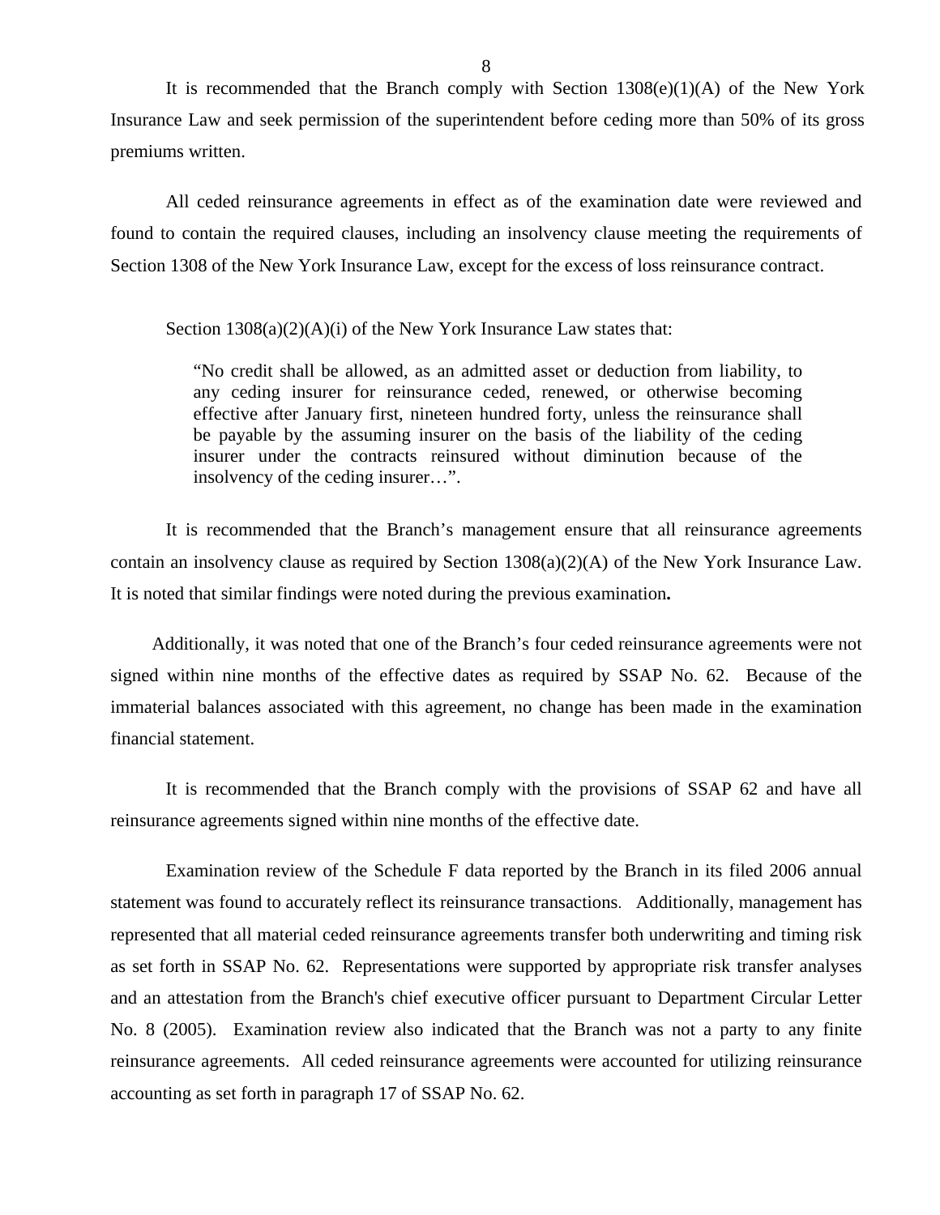It is recommended that the Branch comply with Section 1308(e)(1)(A) of the New York Insurance Law and seek permission of the superintendent before ceding more than 50% of its gross premiums written.

All ceded reinsurance agreements in effect as of the examination date were reviewed and found to contain the required clauses, including an insolvency clause meeting the requirements of Section 1308 of the New York Insurance Law, except for the excess of loss reinsurance contract.

Section 1308(a)(2)(A)(i) of the New York Insurance Law states that:

> "No credit shall be allowed, as an admitted asset or deduction from liability, to any ceding insurer for reinsurance ceded, renewed, or otherwise becoming effective after January first, nineteen hundred forty, unless the reinsurance shall be payable by the assuming insurer on the basis of the liability of the ceding insurer under the contracts reinsured without diminution because of the insolvency of the ceding insurer…".

It is recommended that the Branch's management ensure that all reinsurance agreements contain an insolvency clause as required by Section 1308(a)(2)(A) of the New York Insurance Law. It is noted that similar findings were noted during the previous examination**.**

Additionally, it was noted that one of the Branch's four ceded reinsurance agreements were not signed within nine months of the effective dates as required by SSAP No. 62. Because of the immaterial balances associated with this agreement, no change has been made in the examination financial statement.

It is recommended that the Branch comply with the provisions of SSAP 62 and have all reinsurance agreements signed within nine months of the effective date.

Examination review of the Schedule F data reported by the Branch in its filed 2006 annual statement was found to accurately reflect its reinsurance transactions. Additionally, management has represented that all material ceded reinsurance agreements transfer both underwriting and timing risk as set forth in SSAP No. 62. Representations were supported by appropriate risk transfer analyses and an attestation from the Branch's chief executive officer pursuant to Department Circular Letter No. 8 (2005). Examination review also indicated that the Branch was not a party to any finite reinsurance agreements. All ceded reinsurance agreements were accounted for utilizing reinsurance accounting as set forth in paragraph 17 of SSAP No. 62.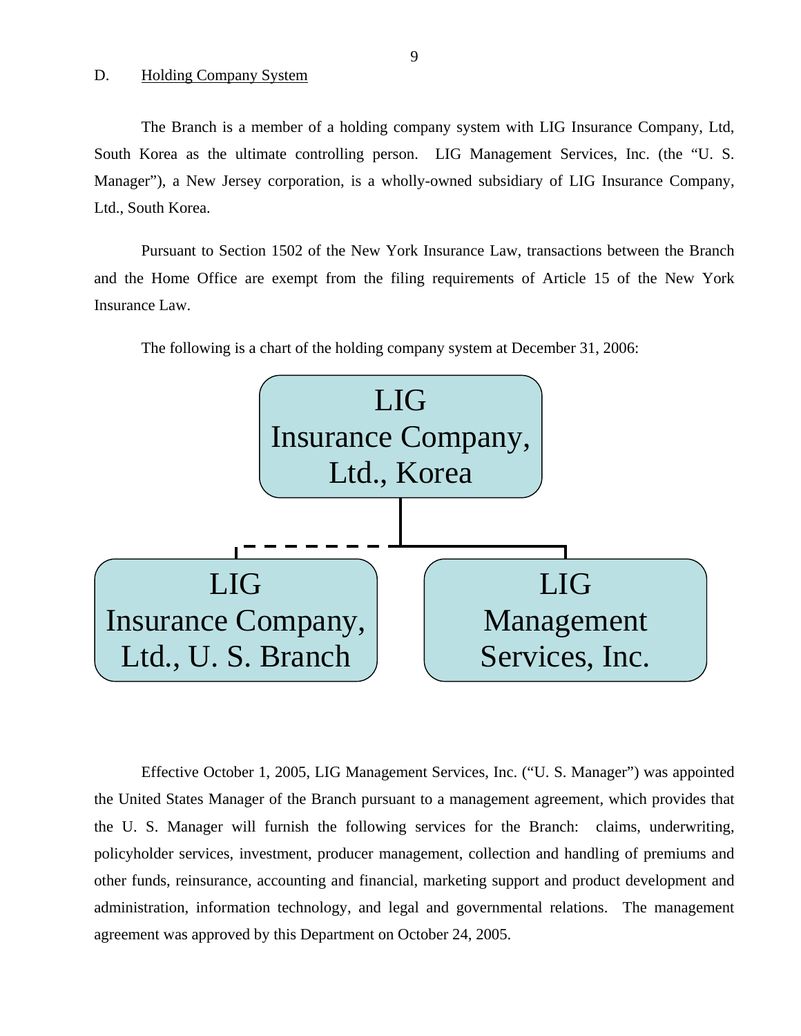## D. Holding Company System

The Branch is a member of a holding company system with LIG Insurance Company, Ltd, South Korea as the ultimate controlling person. LIG Management Services, Inc. (the "U. S. Manager"), a New Jersey corporation, is a wholly-owned subsidiary of LIG Insurance Company, Ltd., South Korea.

Pursuant to Section 1502 of the New York Insurance Law, transactions between the Branch and the Home Office are exempt from the filing requirements of Article 15 of the New York Insurance Law.

The following is a chart of the holding company system at December 31, 2006:

LIG Insurance Company, Ltd., Korea

LIG Insurance Company, Ltd., U. S. Branch

LIG Management Services, Inc.

Effective October 1, 2005, LIG Management Services, Inc. ("U. S. Manager") was appointed the United States Manager of the Branch pursuant to a management agreement, which provides that the U. S. Manager will furnish the following services for the Branch: claims, underwriting, policyholder services, investment, producer management, collection and handling of premiums and other funds, reinsurance, accounting and financial, marketing support and product development and administration, information technology, and legal and governmental relations. The management agreement was approved by this Department on October 24, 2005.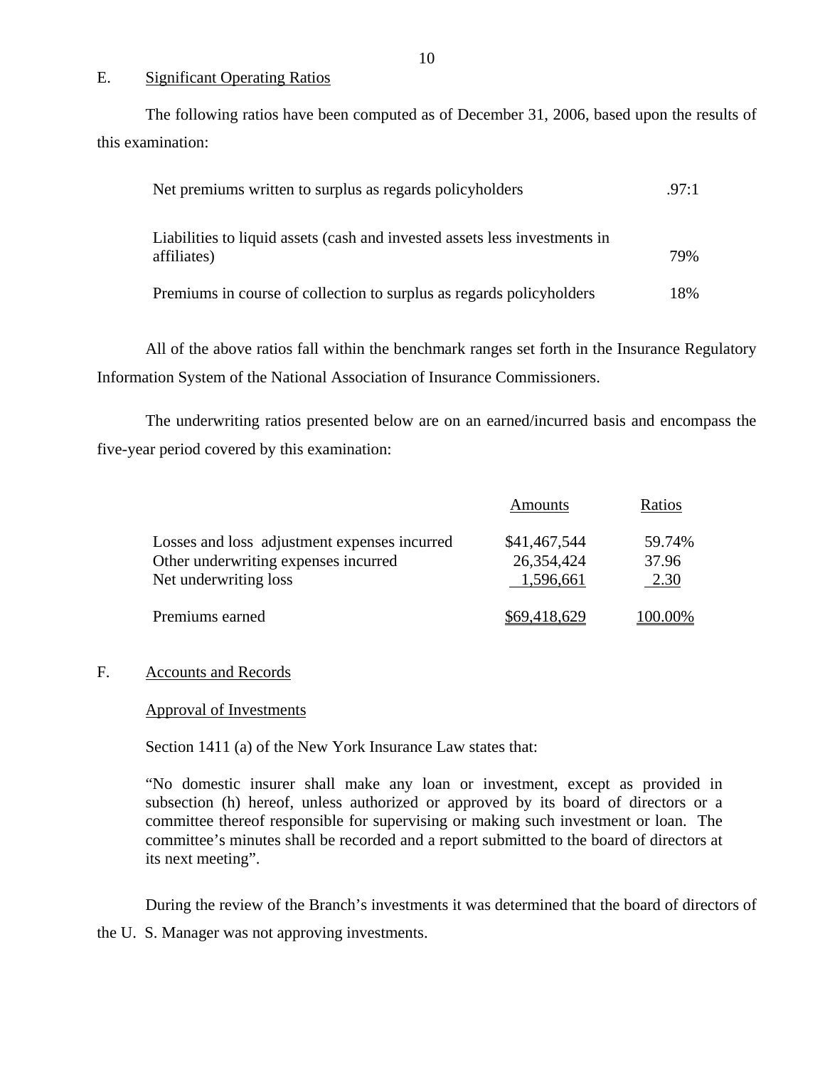## E. Significant Operating Ratios

The following ratios have been computed as of December 31, 2006, based upon the results of this examination:

| | |
|---|---|
| Net premiums written to surplus as regards policyholders | .97:1 |
| Liabilities to liquid assets (cash and invested assets less investments in affiliates) | 79% |
| Premiums in course of collection to surplus as regards policyholders | 18% |

All of the above ratios fall within the benchmark ranges set forth in the Insurance Regulatory Information System of the National Association of Insurance Commissioners.

The underwriting ratios presented below are on an earned/incurred basis and encompass the five-year period covered by this examination:

| | Amounts | Ratios |
|---|---|---|
| Losses and loss adjustment expenses incurred | $41,467,544 | 59.74% |
| Other underwriting expenses incurred | 26,354,424 | 37.96 |
| Net underwriting loss | 1,596,661 | 2.30 |
| Premiums earned | $69,418,629 | 100.00% |

## F. Accounts and Records

### Approval of Investments

Section 1411 (a) of the New York Insurance Law states that:

> "No domestic insurer shall make any loan or investment, except as provided in subsection (h) hereof, unless authorized or approved by its board of directors or a committee thereof responsible for supervising or making such investment or loan. The committee's minutes shall be recorded and a report submitted to the board of directors at its next meeting".

During the review of the Branch's investments it was determined that the board of directors of the U. S. Manager was not approving investments.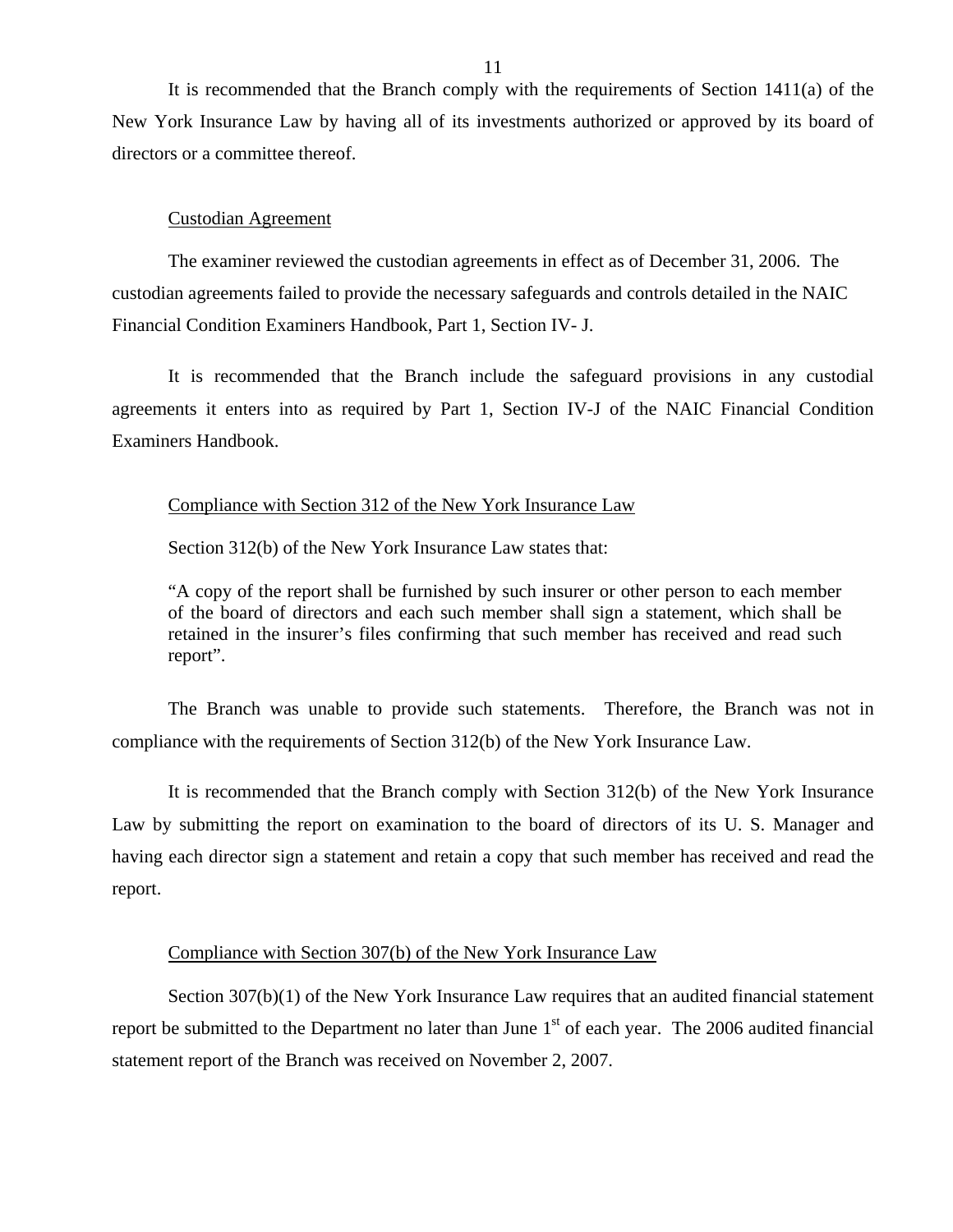It is recommended that the Branch comply with the requirements of Section 1411(a) of the New York Insurance Law by having all of its investments authorized or approved by its board of directors or a committee thereof.

Custodian Agreement

The examiner reviewed the custodian agreements in effect as of December 31, 2006. The custodian agreements failed to provide the necessary safeguards and controls detailed in the NAIC Financial Condition Examiners Handbook, Part 1, Section IV- J.

It is recommended that the Branch include the safeguard provisions in any custodial agreements it enters into as required by Part 1, Section IV-J of the NAIC Financial Condition Examiners Handbook.

Compliance with Section 312 of the New York Insurance Law

Section 312(b) of the New York Insurance Law states that:

> "A copy of the report shall be furnished by such insurer or other person to each member of the board of directors and each such member shall sign a statement, which shall be retained in the insurer's files confirming that such member has received and read such report".

The Branch was unable to provide such statements. Therefore, the Branch was not in compliance with the requirements of Section 312(b) of the New York Insurance Law.

It is recommended that the Branch comply with Section 312(b) of the New York Insurance Law by submitting the report on examination to the board of directors of its U. S. Manager and having each director sign a statement and retain a copy that such member has received and read the report.

Compliance with Section 307(b) of the New York Insurance Law

Section 307(b)(1) of the New York Insurance Law requires that an audited financial statement report be submitted to the Department no later than June 1st of each year. The 2006 audited financial statement report of the Branch was received on November 2, 2007.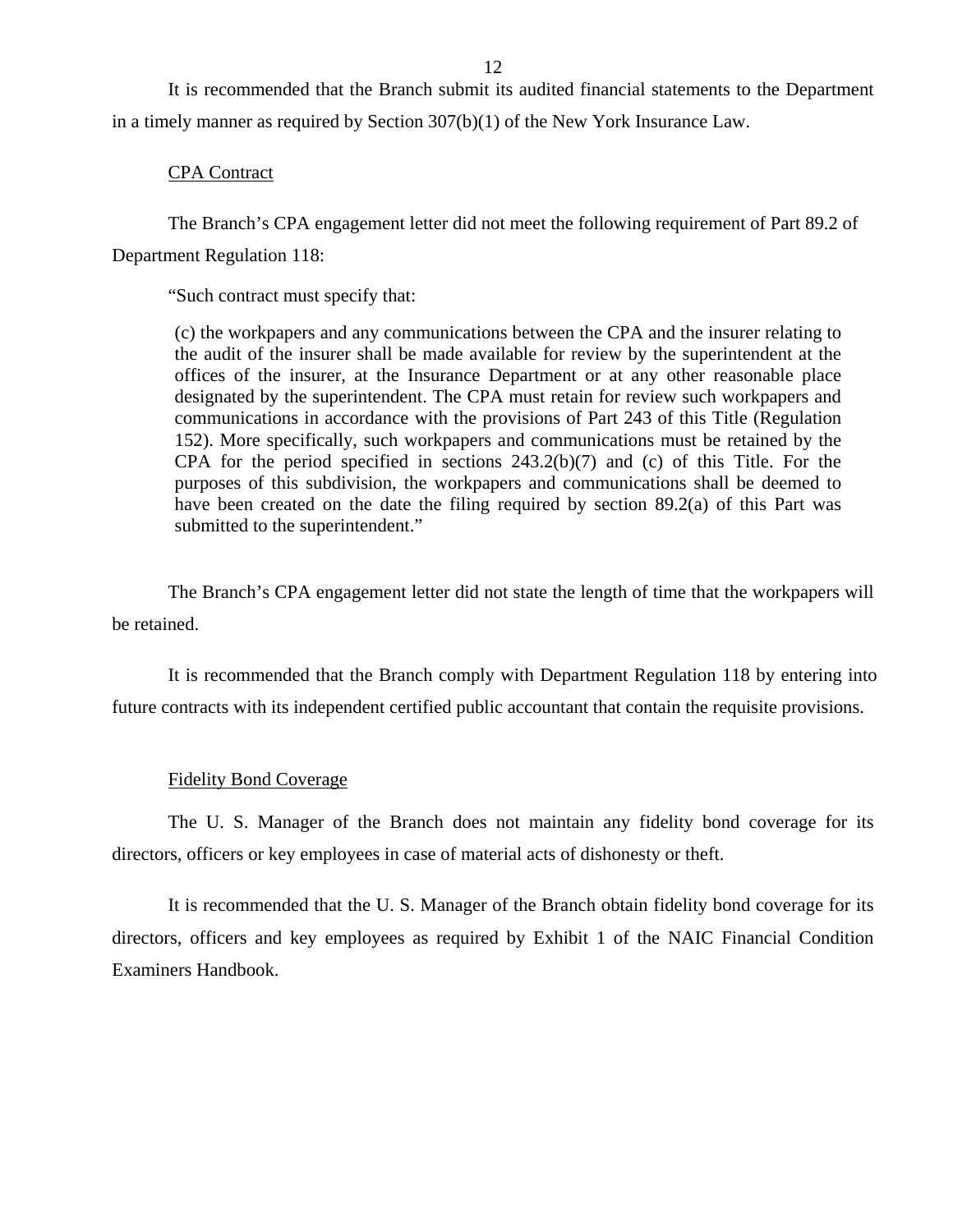It is recommended that the Branch submit its audited financial statements to the Department in a timely manner as required by Section 307(b)(1) of the New York Insurance Law.

<u>CPA Contract</u>

The Branch's CPA engagement letter did not meet the following requirement of Part 89.2 of Department Regulation 118:

"Such contract must specify that:

> (c) the workpapers and any communications between the CPA and the insurer relating to the audit of the insurer shall be made available for review by the superintendent at the offices of the insurer, at the Insurance Department or at any other reasonable place designated by the superintendent. The CPA must retain for review such workpapers and communications in accordance with the provisions of Part 243 of this Title (Regulation 152). More specifically, such workpapers and communications must be retained by the CPA for the period specified in sections 243.2(b)(7) and (c) of this Title. For the purposes of this subdivision, the workpapers and communications shall be deemed to have been created on the date the filing required by section 89.2(a) of this Part was submitted to the superintendent."

The Branch's CPA engagement letter did not state the length of time that the workpapers will be retained.

It is recommended that the Branch comply with Department Regulation 118 by entering into future contracts with its independent certified public accountant that contain the requisite provisions.

<u>Fidelity Bond Coverage</u>

The U. S. Manager of the Branch does not maintain any fidelity bond coverage for its directors, officers or key employees in case of material acts of dishonesty or theft.

It is recommended that the U. S. Manager of the Branch obtain fidelity bond coverage for its directors, officers and key employees as required by Exhibit 1 of the NAIC Financial Condition Examiners Handbook.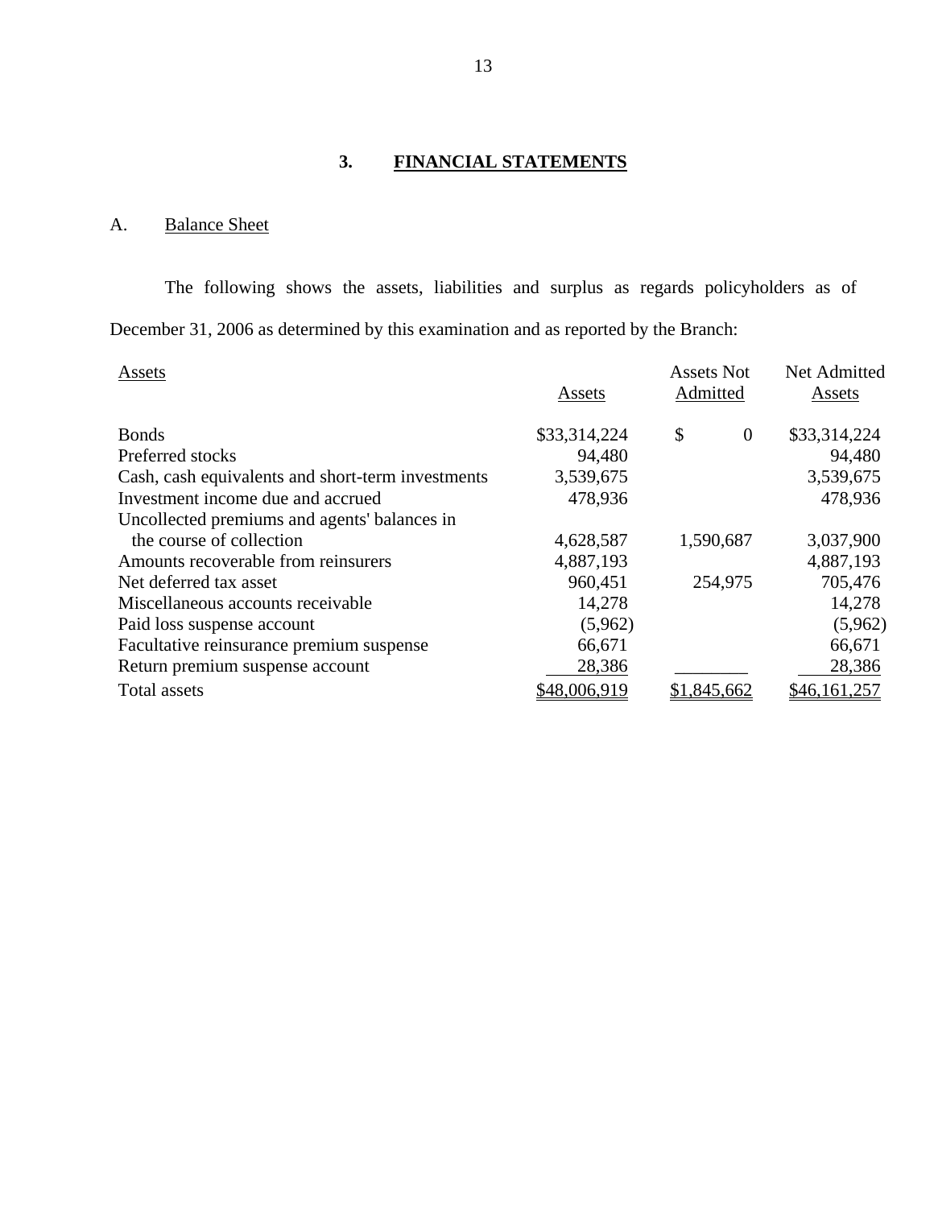## 3. FINANCIAL STATEMENTS

### A. Balance Sheet

The following shows the assets, liabilities and surplus as regards policyholders as of December 31, 2006 as determined by this examination and as reported by the Branch:

| Assets | Assets | Assets Not Admitted | Net Admitted Assets |
|---|---|---|---|
| Bonds | $33,314,224 | $ 0 | $33,314,224 |
| Preferred stocks | 94,480 | | 94,480 |
| Cash, cash equivalents and short-term investments | 3,539,675 | | 3,539,675 |
| Investment income due and accrued | 478,936 | | 478,936 |
| Uncollected premiums and agents' balances in the course of collection | 4,628,587 | 1,590,687 | 3,037,900 |
| Amounts recoverable from reinsurers | 4,887,193 | | 4,887,193 |
| Net deferred tax asset | 960,451 | 254,975 | 705,476 |
| Miscellaneous accounts receivable | 14,278 | | 14,278 |
| Paid loss suspense account | (5,962) | | (5,962) |
| Facultative reinsurance premium suspense | 66,671 | | 66,671 |
| Return premium suspense account | 28,386 | | 28,386 |
| Total assets | $48,006,919 | $1,845,662 | $46,161,257 |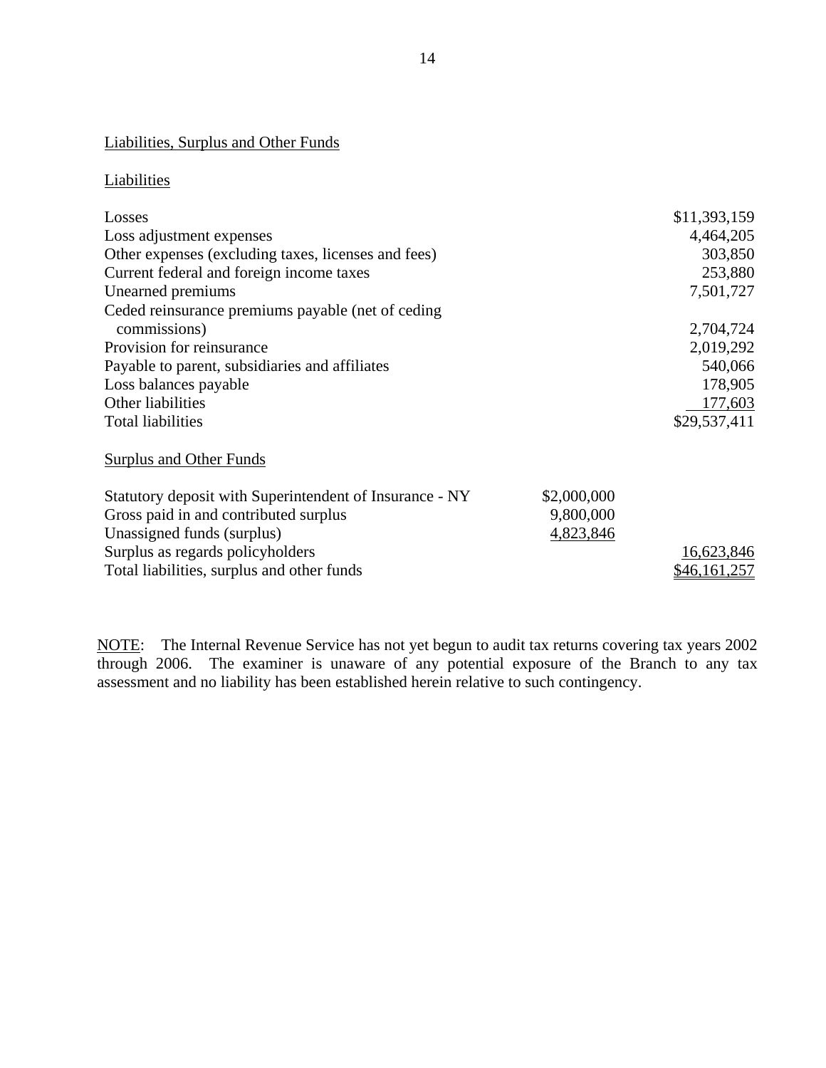## Liabilities, Surplus and Other Funds

### Liabilities

| | | |
|---|---|---|
| Losses | | $11,393,159 |
| Loss adjustment expenses | | 4,464,205 |
| Other expenses (excluding taxes, licenses and fees) | | 303,850 |
| Current federal and foreign income taxes | | 253,880 |
| Unearned premiums | | 7,501,727 |
| Ceded reinsurance premiums payable (net of ceding commissions) | | 2,704,724 |
| Provision for reinsurance | | 2,019,292 |
| Payable to parent, subsidiaries and affiliates | | 540,066 |
| Loss balances payable | | 178,905 |
| Other liabilities | | 177,603 |
| Total liabilities | | $29,537,411 |

### Surplus and Other Funds

| | | |
|---|---|---|
| Statutory deposit with Superintendent of Insurance - NY | $2,000,000 | |
| Gross paid in and contributed surplus | 9,800,000 | |
| Unassigned funds (surplus) | 4,823,846 | |
| Surplus as regards policyholders | | 16,623,846 |
| Total liabilities, surplus and other funds | | $46,161,257 |

NOTE: The Internal Revenue Service has not yet begun to audit tax returns covering tax years 2002 through 2006. The examiner is unaware of any potential exposure of the Branch to any tax assessment and no liability has been established herein relative to such contingency.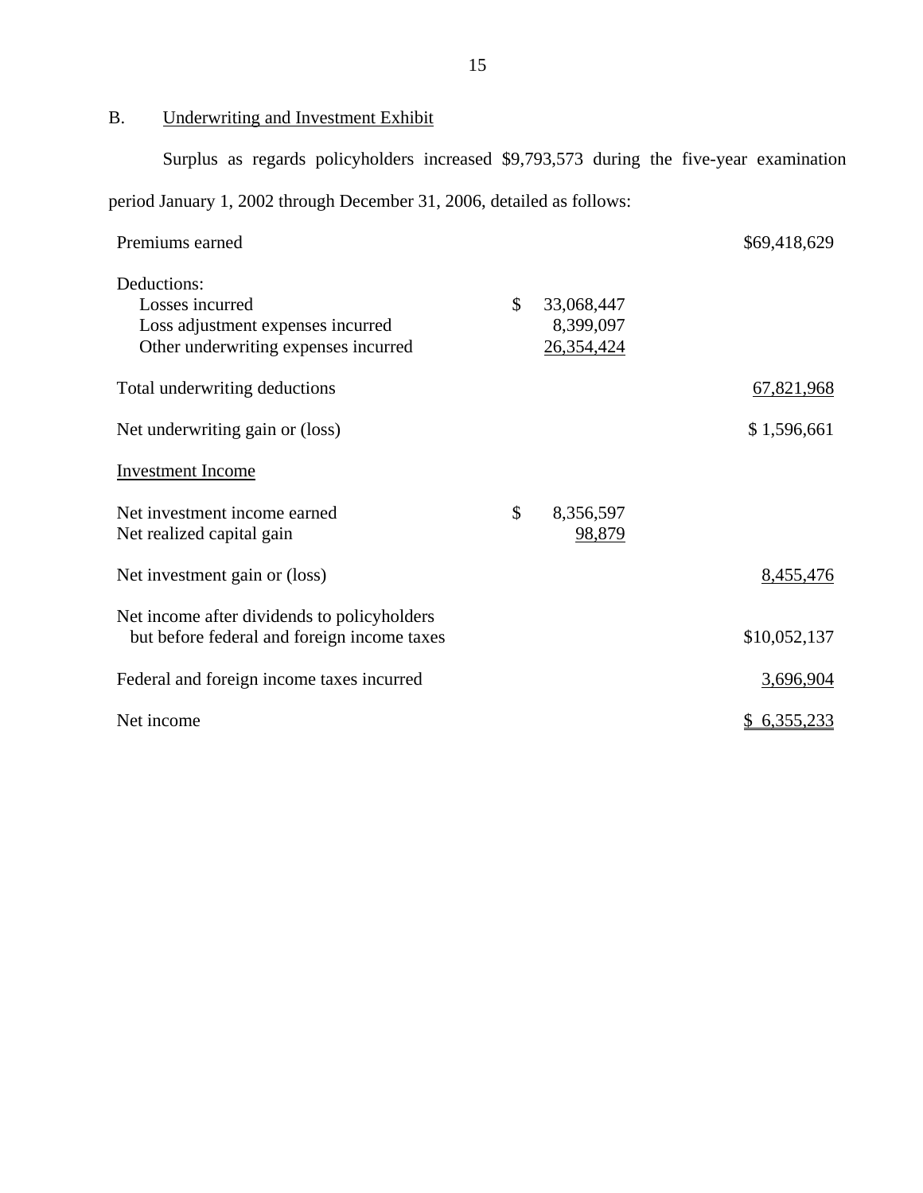B. Underwriting and Investment Exhibit

Surplus as regards policyholders increased $9,793,573 during the five-year examination period January 1, 2002 through December 31, 2006, detailed as follows:

| | | |
|---|---|---|
| Premiums earned | | $69,418,629 |
| Deductions: | | |
| Losses incurred | $ 33,068,447 | |
| Loss adjustment expenses incurred | 8,399,097 | |
| Other underwriting expenses incurred | 26,354,424 | |
| Total underwriting deductions | | 67,821,968 |
| Net underwriting gain or (loss) | | $ 1,596,661 |
| Investment Income | | |
| Net investment income earned | $ 8,356,597 | |
| Net realized capital gain | 98,879 | |
| Net investment gain or (loss) | | 8,455,476 |
| Net income after dividends to policyholders but before federal and foreign income taxes | | $10,052,137 |
| Federal and foreign income taxes incurred | | 3,696,904 |
| Net income | | $ 6,355,233 |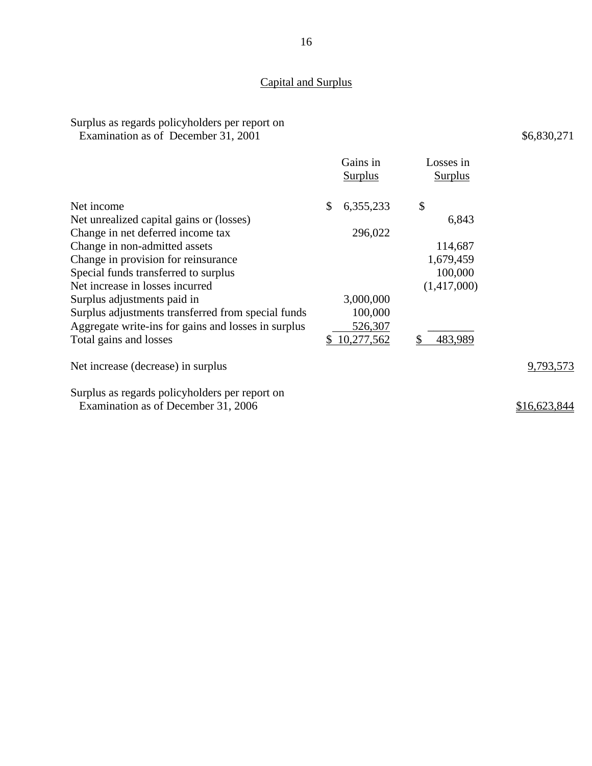## Capital and Surplus

| | Gains in Surplus | Losses in Surplus | |
|---|---|---|---|
| Surplus as regards policyholders per report on Examination as of December 31, 2001 | | | $6,830,271 |
| Net income | $ 6,355,233 | $ | |
| Net unrealized capital gains or (losses) | | 6,843 | |
| Change in net deferred income tax | 296,022 | | |
| Change in non-admitted assets | | 114,687 | |
| Change in provision for reinsurance | | 1,679,459 | |
| Special funds transferred to surplus | | 100,000 | |
| Net increase in losses incurred | | (1,417,000) | |
| Surplus adjustments paid in | 3,000,000 | | |
| Surplus adjustments transferred from special funds | 100,000 | | |
| Aggregate write-ins for gains and losses in surplus | 526,307 | | |
| Total gains and losses | $ 10,277,562 | $ 483,989 | |
| Net increase (decrease) in surplus | | | 9,793,573 |
| Surplus as regards policyholders per report on Examination as of December 31, 2006 | | | $16,623,844 |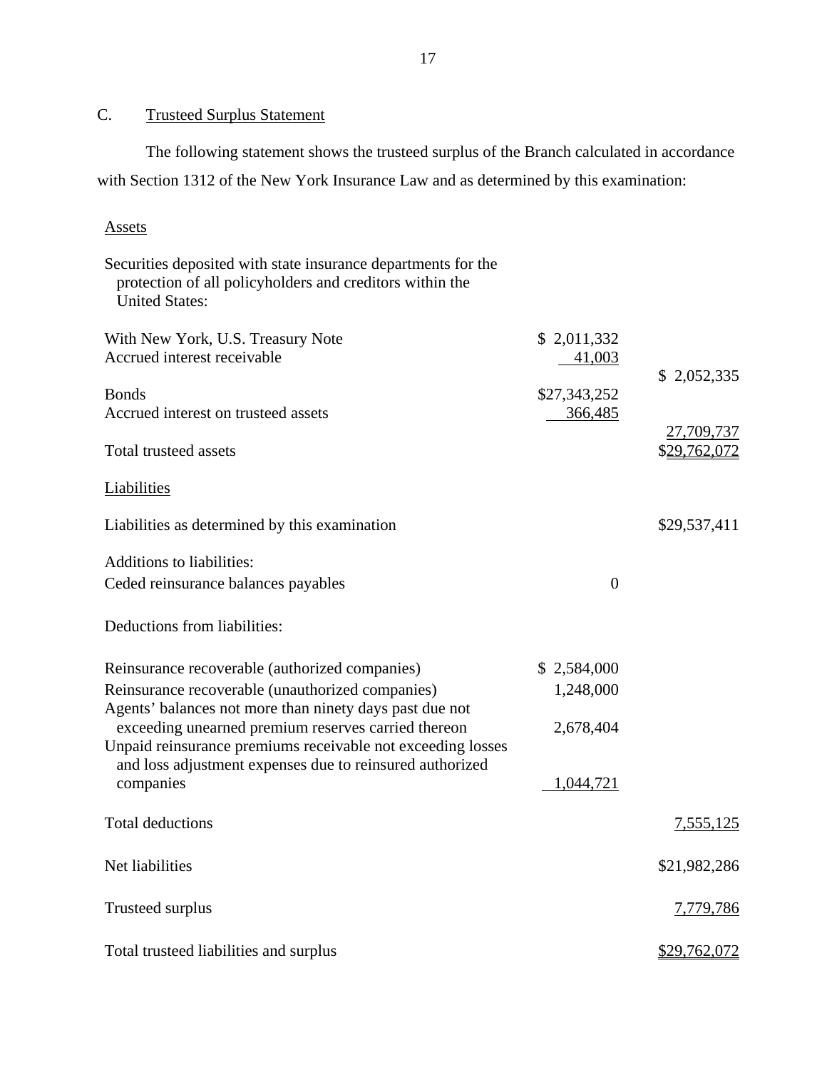## C. Trusteed Surplus Statement

The following statement shows the trusteed surplus of the Branch calculated in accordance with Section 1312 of the New York Insurance Law and as determined by this examination:

| | | |
|---|---|---|
| **Assets** | | |
| Securities deposited with state insurance departments for the protection of all policyholders and creditors within the United States: | | |
| With New York, U.S. Treasury Note | $ 2,011,332 | |
| Accrued interest receivable | 41,003 | |
| | | $ 2,052,335 |
| Bonds | $27,343,252 | |
| Accrued interest on trusteed assets | 366,485 | |
| | | 27,709,737 |
| Total trusteed assets | | $29,762,072 |
| **Liabilities** | | |
| Liabilities as determined by this examination | | $29,537,411 |
| Additions to liabilities: | | |
| Ceded reinsurance balances payables | 0 | |
| Deductions from liabilities: | | |
| Reinsurance recoverable (authorized companies) | $ 2,584,000 | |
| Reinsurance recoverable (unauthorized companies) | 1,248,000 | |
| Agents' balances not more than ninety days past due not exceeding unearned premium reserves carried thereon | 2,678,404 | |
| Unpaid reinsurance premiums receivable not exceeding losses and loss adjustment expenses due to reinsured authorized companies | 1,044,721 | |
| Total deductions | | 7,555,125 |
| Net liabilities | | $21,982,286 |
| Trusteed surplus | | 7,779,786 |
| Total trusteed liabilities and surplus | | $29,762,072 |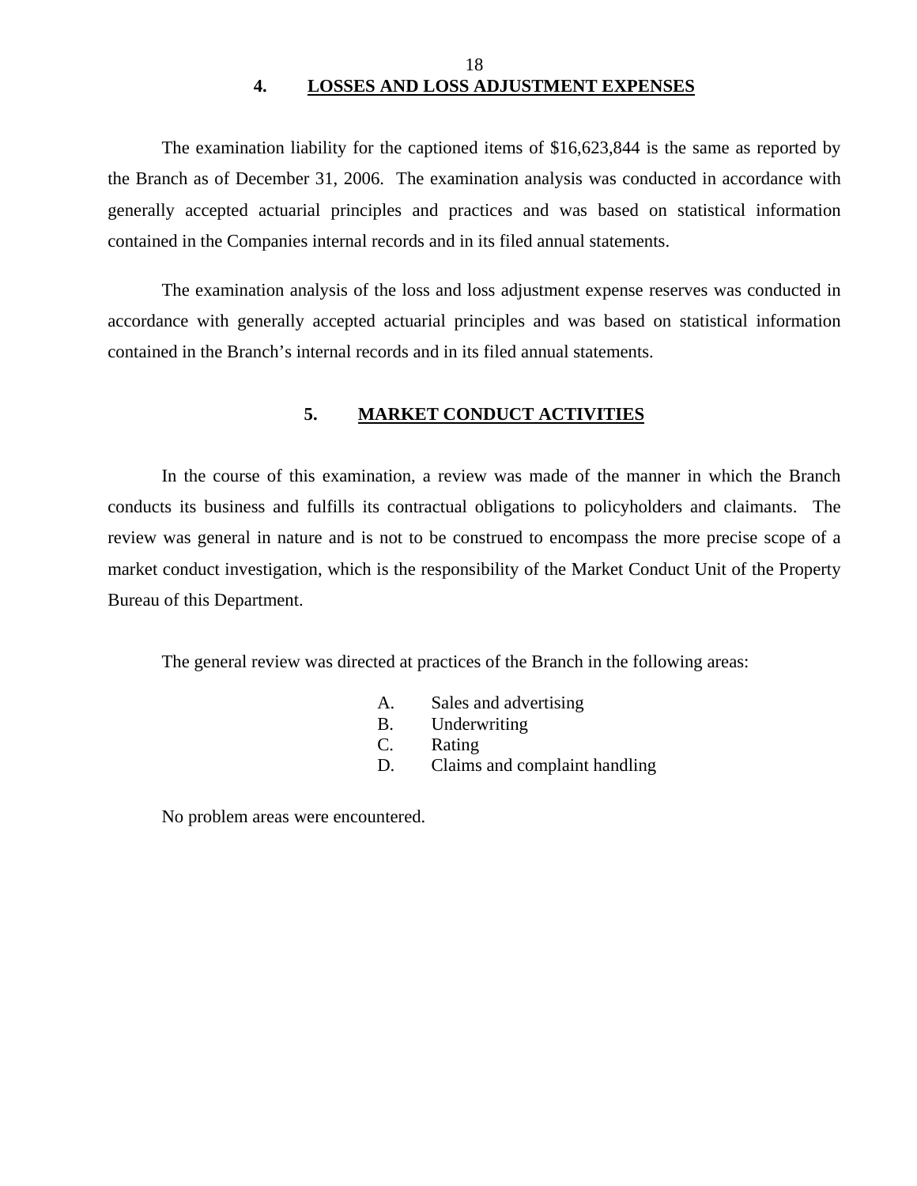## 4. LOSSES AND LOSS ADJUSTMENT EXPENSES

The examination liability for the captioned items of $16,623,844 is the same as reported by the Branch as of December 31, 2006. The examination analysis was conducted in accordance with generally accepted actuarial principles and practices and was based on statistical information contained in the Companies internal records and in its filed annual statements.

The examination analysis of the loss and loss adjustment expense reserves was conducted in accordance with generally accepted actuarial principles and was based on statistical information contained in the Branch's internal records and in its filed annual statements.

## 5. MARKET CONDUCT ACTIVITIES

In the course of this examination, a review was made of the manner in which the Branch conducts its business and fulfills its contractual obligations to policyholders and claimants. The review was general in nature and is not to be construed to encompass the more precise scope of a market conduct investigation, which is the responsibility of the Market Conduct Unit of the Property Bureau of this Department.

The general review was directed at practices of the Branch in the following areas:

A. Sales and advertising
B. Underwriting
C. Rating
D. Claims and complaint handling

No problem areas were encountered.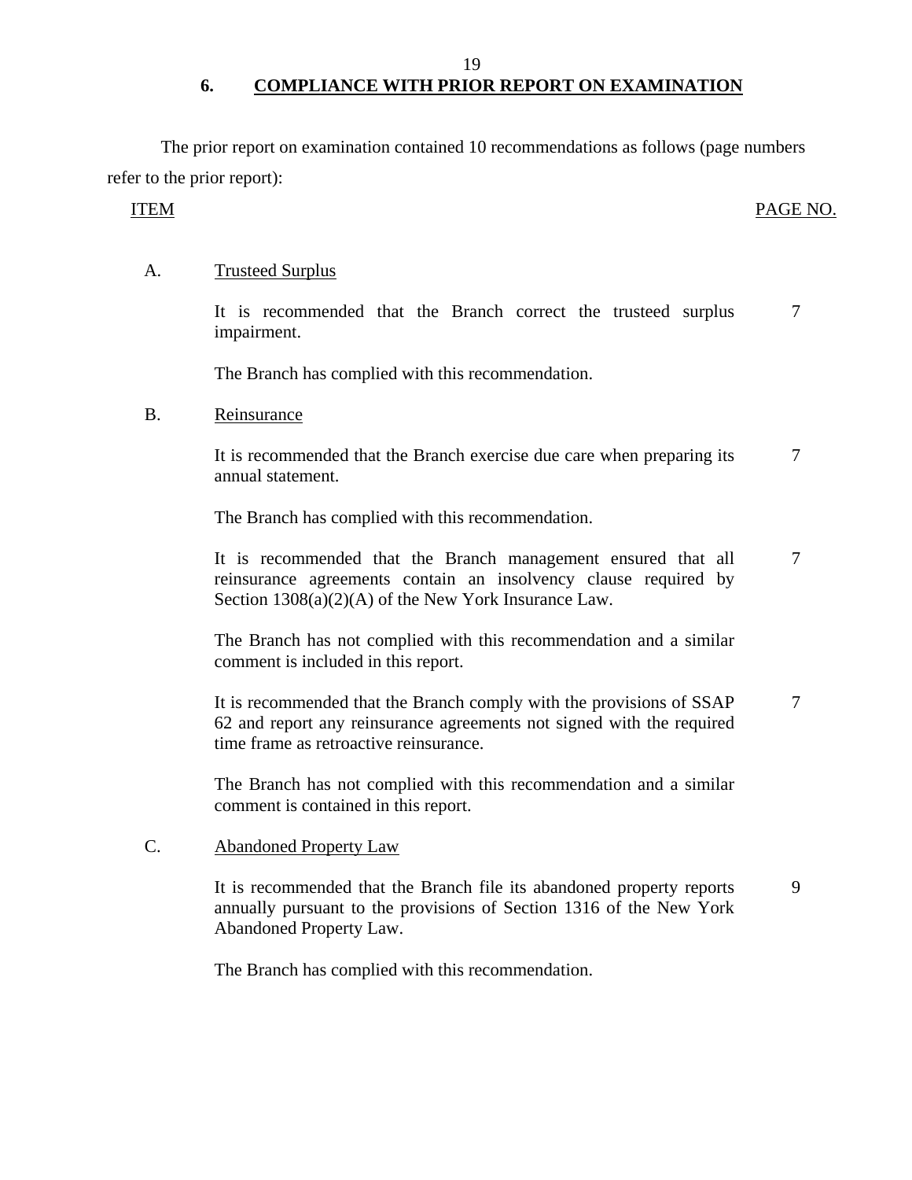## 6. COMPLIANCE WITH PRIOR REPORT ON EXAMINATION

The prior report on examination contained 10 recommendations as follows (page numbers refer to the prior report):

| ITEM | | PAGE NO. |
|---|---|---|
| A. | Trusteed Surplus | |
| | It is recommended that the Branch correct the trusteed surplus impairment. | 7 |
| | The Branch has complied with this recommendation. | |
| B. | Reinsurance | |
| | It is recommended that the Branch exercise due care when preparing its annual statement. | 7 |
| | The Branch has complied with this recommendation. | |
| | It is recommended that the Branch management ensured that all reinsurance agreements contain an insolvency clause required by Section 1308(a)(2)(A) of the New York Insurance Law. | 7 |
| | The Branch has not complied with this recommendation and a similar comment is included in this report. | |
| | It is recommended that the Branch comply with the provisions of SSAP 62 and report any reinsurance agreements not signed with the required time frame as retroactive reinsurance. | 7 |
| | The Branch has not complied with this recommendation and a similar comment is contained in this report. | |
| C. | Abandoned Property Law | |
| | It is recommended that the Branch file its abandoned property reports annually pursuant to the provisions of Section 1316 of the New York Abandoned Property Law. | 9 |
| | The Branch has complied with this recommendation. | |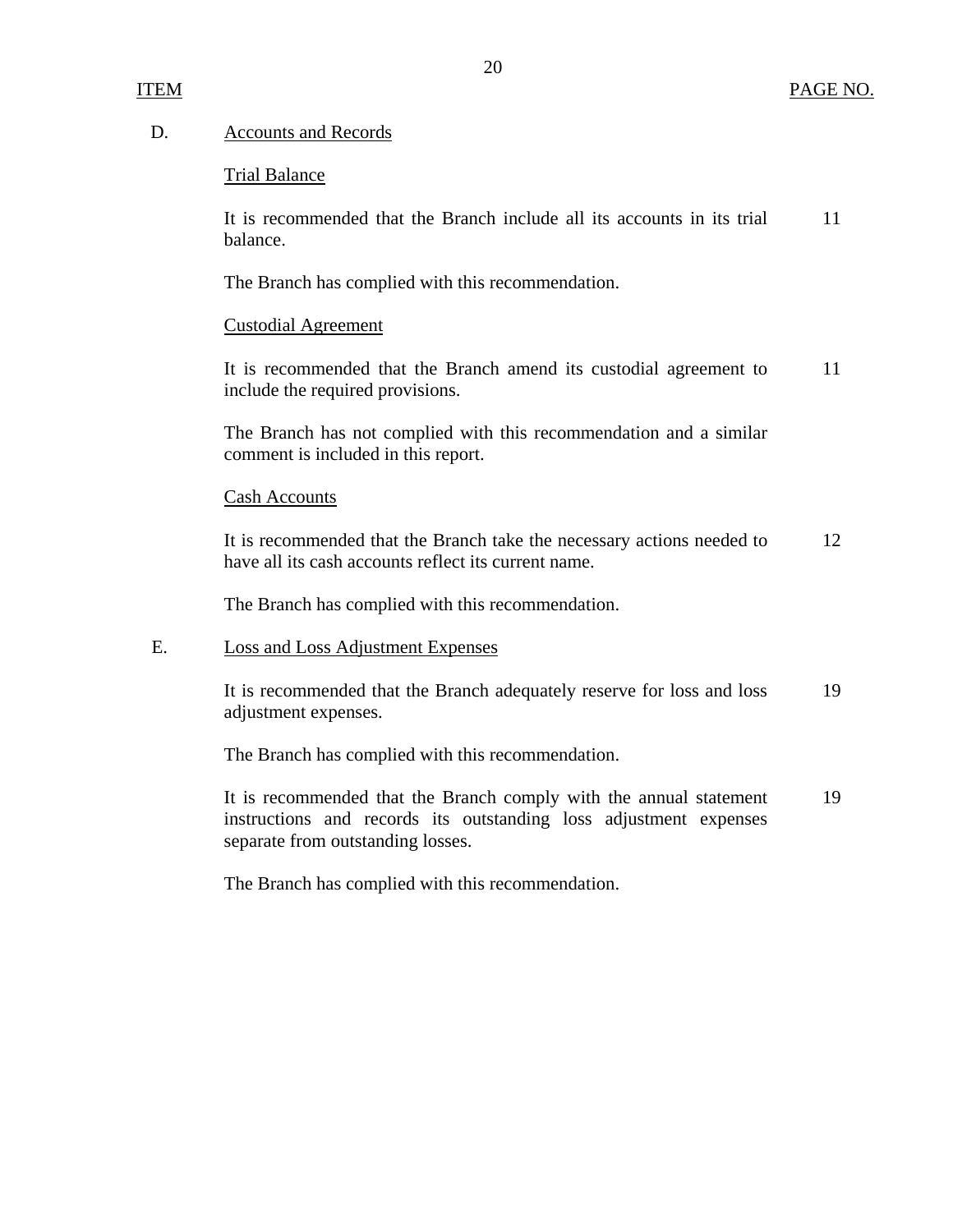| ITEM | | PAGE NO. |
|---|---|---|
| D. | <u>Accounts and Records</u> | |
| | <u>Trial Balance</u> | |
| | It is recommended that the Branch include all its accounts in its trial balance. | 11 |
| | The Branch has complied with this recommendation. | |
| | <u>Custodial Agreement</u> | |
| | It is recommended that the Branch amend its custodial agreement to include the required provisions. | 11 |
| | The Branch has not complied with this recommendation and a similar comment is included in this report. | |
| | <u>Cash Accounts</u> | |
| | It is recommended that the Branch take the necessary actions needed to have all its cash accounts reflect its current name. | 12 |
| | The Branch has complied with this recommendation. | |
| E. | <u>Loss and Loss Adjustment Expenses</u> | |
| | It is recommended that the Branch adequately reserve for loss and loss adjustment expenses. | 19 |
| | The Branch has complied with this recommendation. | |
| | It is recommended that the Branch comply with the annual statement instructions and records its outstanding loss adjustment expenses separate from outstanding losses. | 19 |
| | The Branch has complied with this recommendation. | |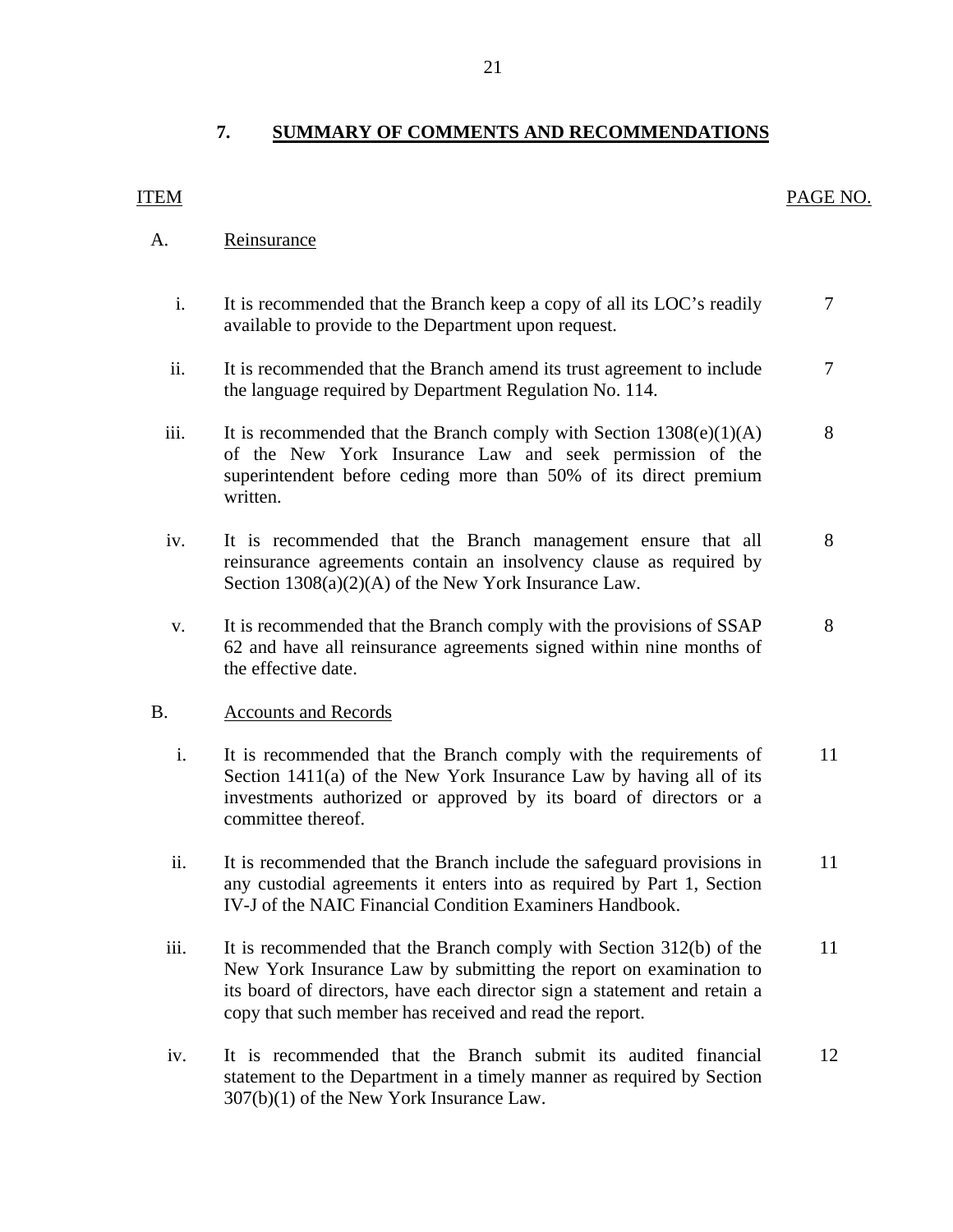## 7. SUMMARY OF COMMENTS AND RECOMMENDATIONS

| ITEM | | PAGE NO. |
|---|---|---|
| A. | Reinsurance | |
| i. | It is recommended that the Branch keep a copy of all its LOC's readily available to provide to the Department upon request. | 7 |
| ii. | It is recommended that the Branch amend its trust agreement to include the language required by Department Regulation No. 114. | 7 |
| iii. | It is recommended that the Branch comply with Section 1308(e)(1)(A) of the New York Insurance Law and seek permission of the superintendent before ceding more than 50% of its direct premium written. | 8 |
| iv. | It is recommended that the Branch management ensure that all reinsurance agreements contain an insolvency clause as required by Section 1308(a)(2)(A) of the New York Insurance Law. | 8 |
| v. | It is recommended that the Branch comply with the provisions of SSAP 62 and have all reinsurance agreements signed within nine months of the effective date. | 8 |
| B. | Accounts and Records | |
| i. | It is recommended that the Branch comply with the requirements of Section 1411(a) of the New York Insurance Law by having all of its investments authorized or approved by its board of directors or a committee thereof. | 11 |
| ii. | It is recommended that the Branch include the safeguard provisions in any custodial agreements it enters into as required by Part 1, Section IV-J of the NAIC Financial Condition Examiners Handbook. | 11 |
| iii. | It is recommended that the Branch comply with Section 312(b) of the New York Insurance Law by submitting the report on examination to its board of directors, have each director sign a statement and retain a copy that such member has received and read the report. | 11 |
| iv. | It is recommended that the Branch submit its audited financial statement to the Department in a timely manner as required by Section 307(b)(1) of the New York Insurance Law. | 12 |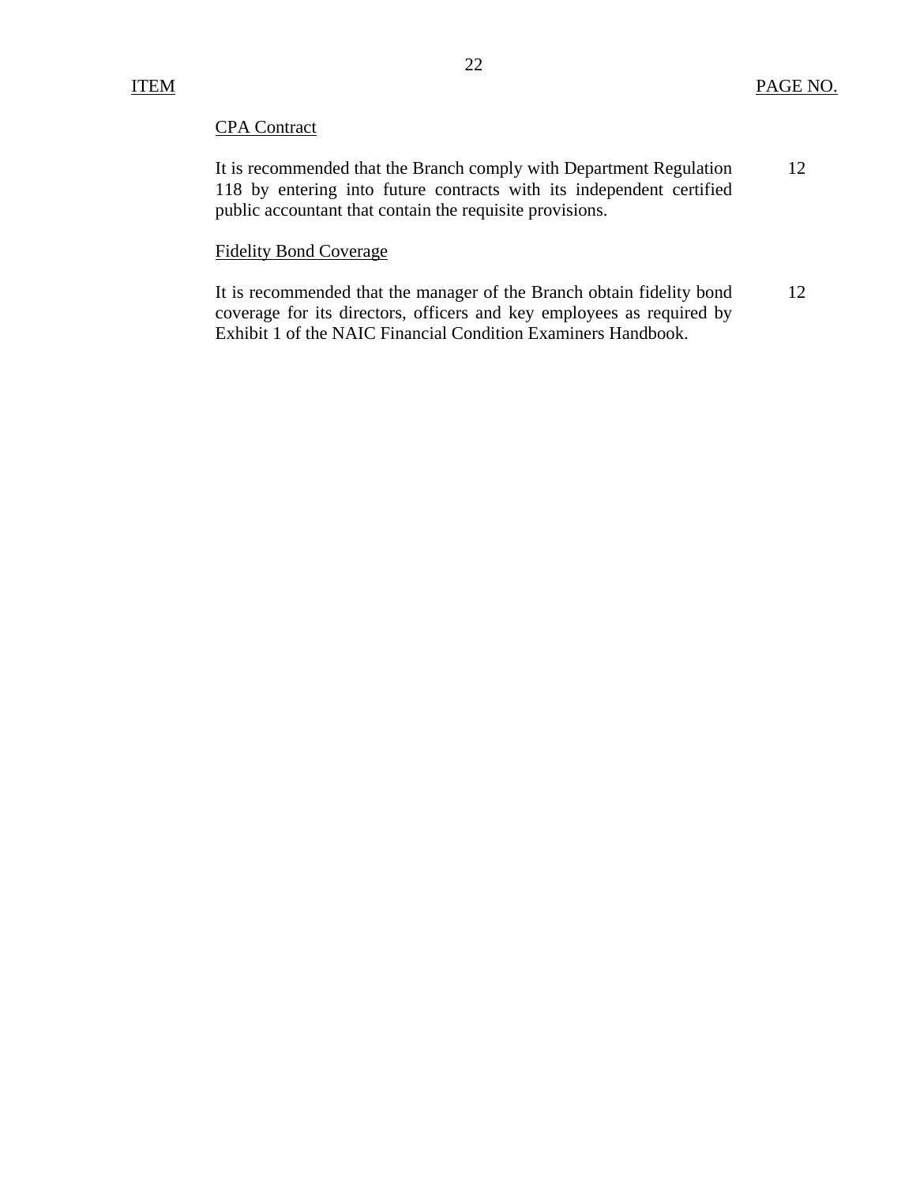| ITEM | | PAGE NO. |
|---|---|---|
| | CPA Contract | |
| | It is recommended that the Branch comply with Department Regulation 118 by entering into future contracts with its independent certified public accountant that contain the requisite provisions. | 12 |
| | Fidelity Bond Coverage | |
| | It is recommended that the manager of the Branch obtain fidelity bond coverage for its directors, officers and key employees as required by Exhibit 1 of the NAIC Financial Condition Examiners Handbook. | 12 |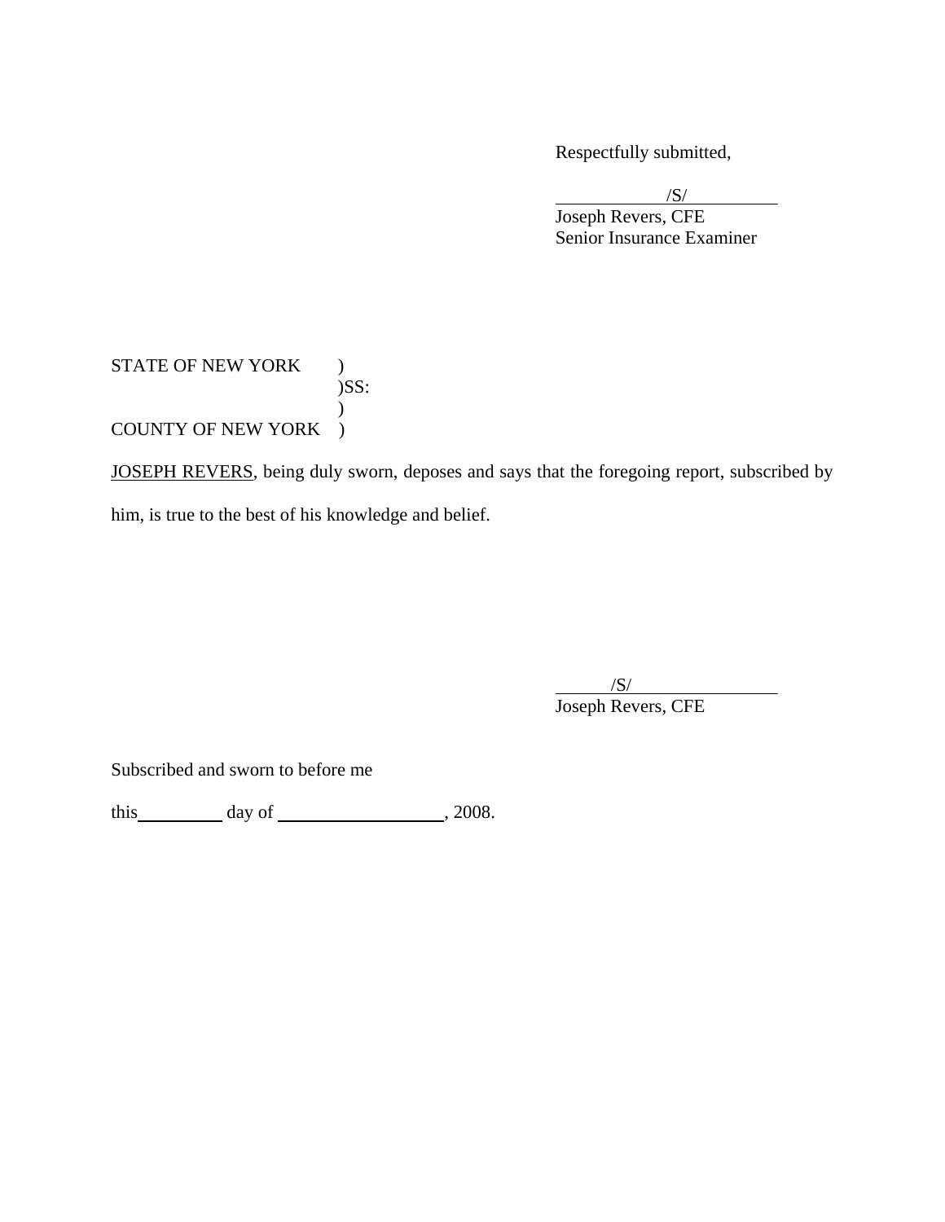Respectfully submitted,

/S/
Joseph Revers, CFE
Senior Insurance Examiner

STATE OF NEW YORK )
)SS:
)
COUNTY OF NEW YORK )

JOSEPH REVERS, being duly sworn, deposes and says that the foregoing report, subscribed by him, is true to the best of his knowledge and belief.

/S/
Joseph Revers, CFE

Subscribed and sworn to before me

this \_\_\_\_\_\_\_\_\_\_ day of \_\_\_\_\_\_\_\_\_\_\_\_\_\_\_\_\_\_\_\_, 2008.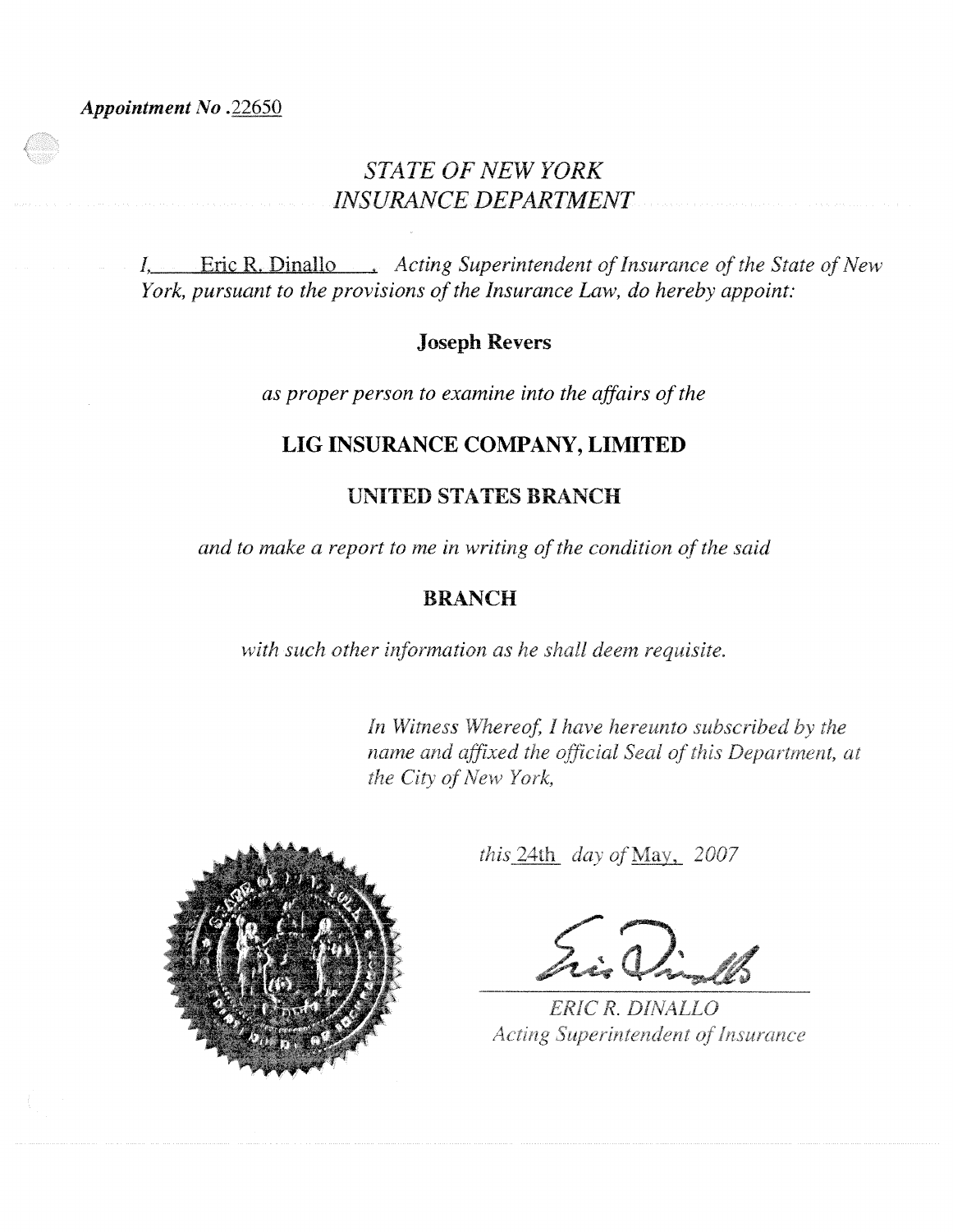*Appointment No .*22650

## *STATE OF NEW YORK*
## *INSURANCE DEPARTMENT*

*I,* Eric R. Dinallo *, Acting Superintendent of Insurance of the State of New York, pursuant to the provisions of the Insurance Law, do hereby appoint:*

**Joseph Revers**

*as proper person to examine into the affairs of the*

**LIG INSURANCE COMPANY, LIMITED**

**UNITED STATES BRANCH**

*and to make a report to me in writing of the condition of the said*

**BRANCH**

*with such other information as he shall deem requisite.*

*In Witness Whereof, I have hereunto subscribed by the name and affixed the official Seal of this Department, at the City of New York,*

*this* 24th *day of* May, *2007*

*ERIC R. DINALLO*
*Acting Superintendent of Insurance*